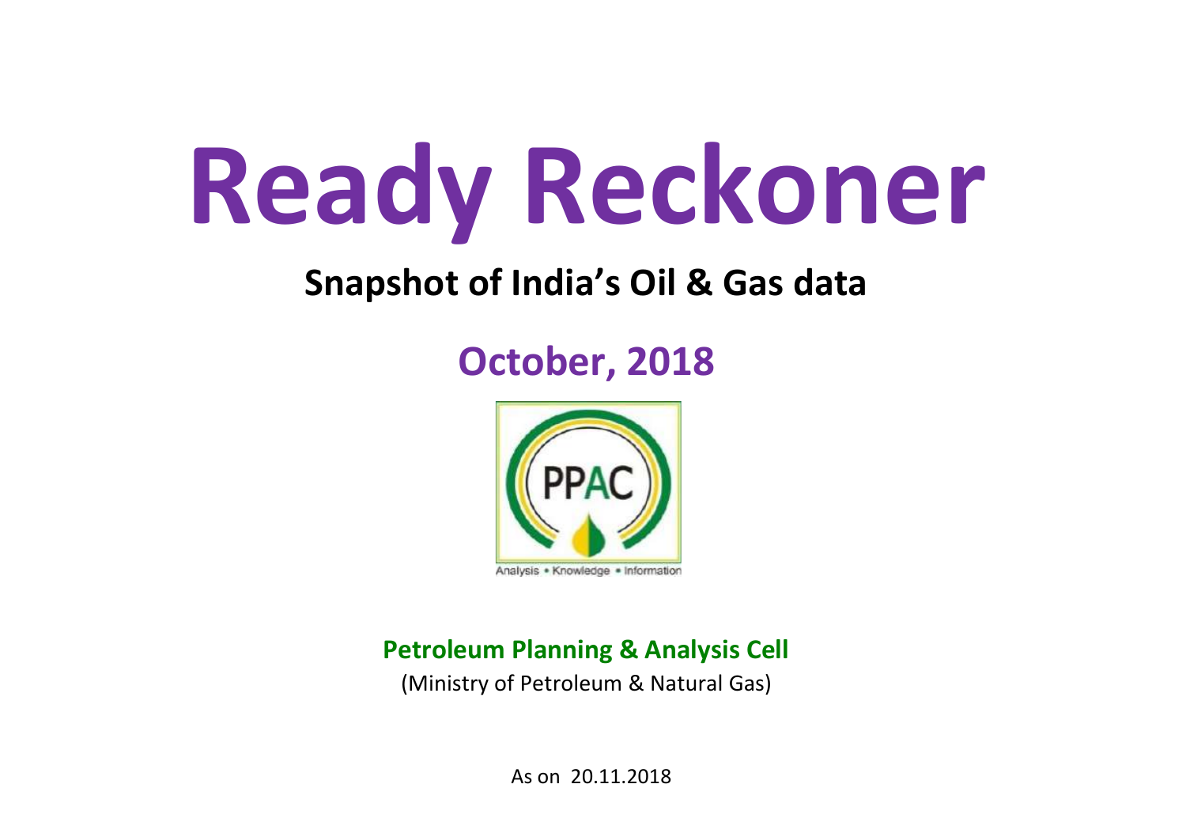# Ready Reckoner

## Snapshot of India's Oil & Gas data

## October, 2018

PPAC

Analysis • Knowledge • Information

**Petroleum Planning & Analysis Cell**

(Ministry of Petroleum & Natural Gas)

As on 20.11.2018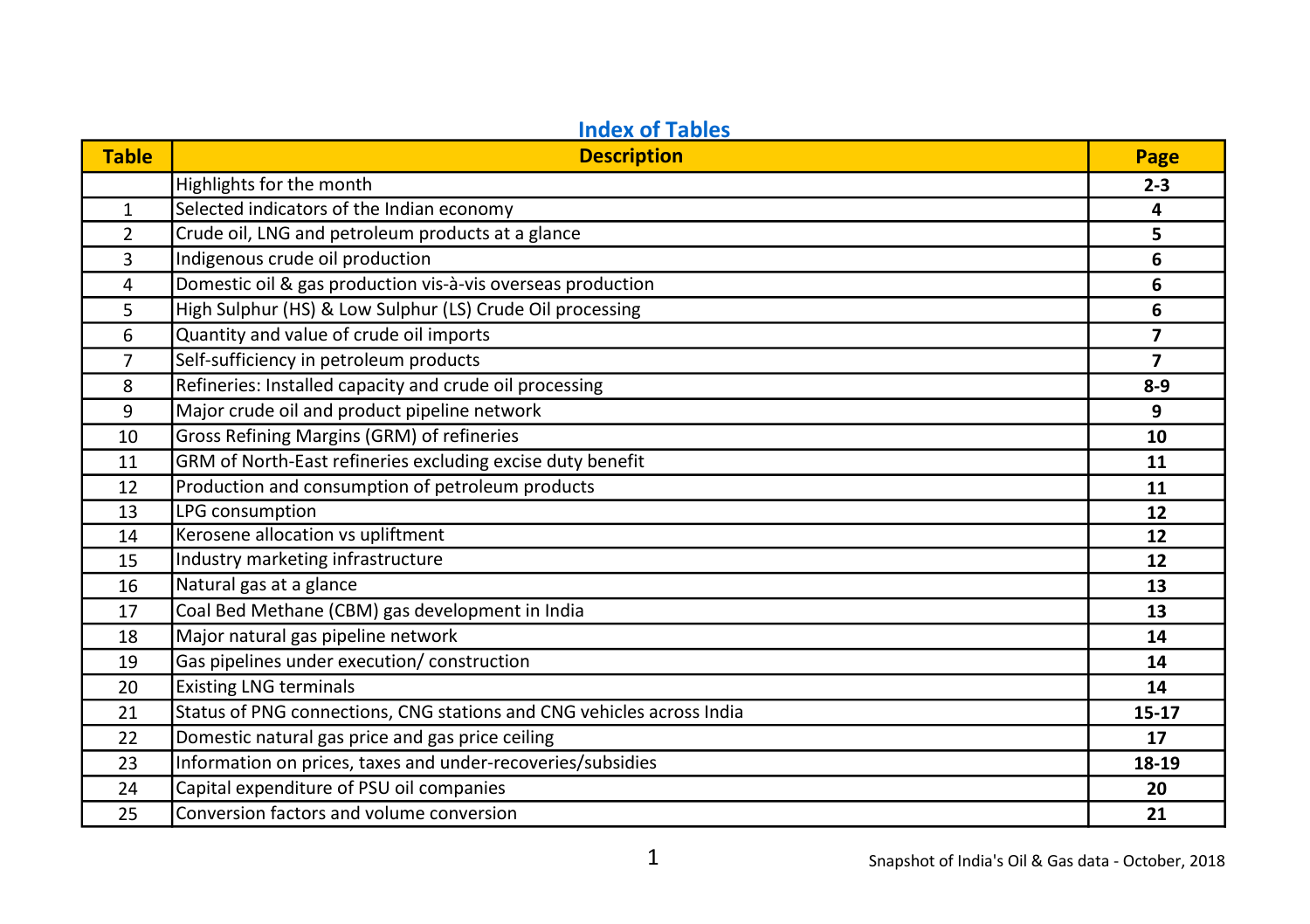## Index of Tables

| Table | Description | Page |
|---|---|---|
| | Highlights for the month | 2-3 |
| 1 | Selected indicators of the Indian economy | 4 |
| 2 | Crude oil, LNG and petroleum products at a glance | 5 |
| 3 | Indigenous crude oil production | 6 |
| 4 | Domestic oil & gas production vis-à-vis overseas production | 6 |
| 5 | High Sulphur (HS) & Low Sulphur (LS) Crude Oil processing | 6 |
| 6 | Quantity and value of crude oil imports | 7 |
| 7 | Self-sufficiency in petroleum products | 7 |
| 8 | Refineries: Installed capacity and crude oil processing | 8-9 |
| 9 | Major crude oil and product pipeline network | 9 |
| 10 | Gross Refining Margins (GRM) of refineries | 10 |
| 11 | GRM of North-East refineries excluding excise duty benefit | 11 |
| 12 | Production and consumption of petroleum products | 11 |
| 13 | LPG consumption | 12 |
| 14 | Kerosene allocation vs upliftment | 12 |
| 15 | Industry marketing infrastructure | 12 |
| 16 | Natural gas at a glance | 13 |
| 17 | Coal Bed Methane (CBM) gas development in India | 13 |
| 18 | Major natural gas pipeline network | 14 |
| 19 | Gas pipelines under execution/ construction | 14 |
| 20 | Existing LNG terminals | 14 |
| 21 | Status of PNG connections, CNG stations and CNG vehicles across India | 15-17 |
| 22 | Domestic natural gas price and gas price ceiling | 17 |
| 23 | Information on prices, taxes and under-recoveries/subsidies | 18-19 |
| 24 | Capital expenditure of PSU oil companies | 20 |
| 25 | Conversion factors and volume conversion | 21 |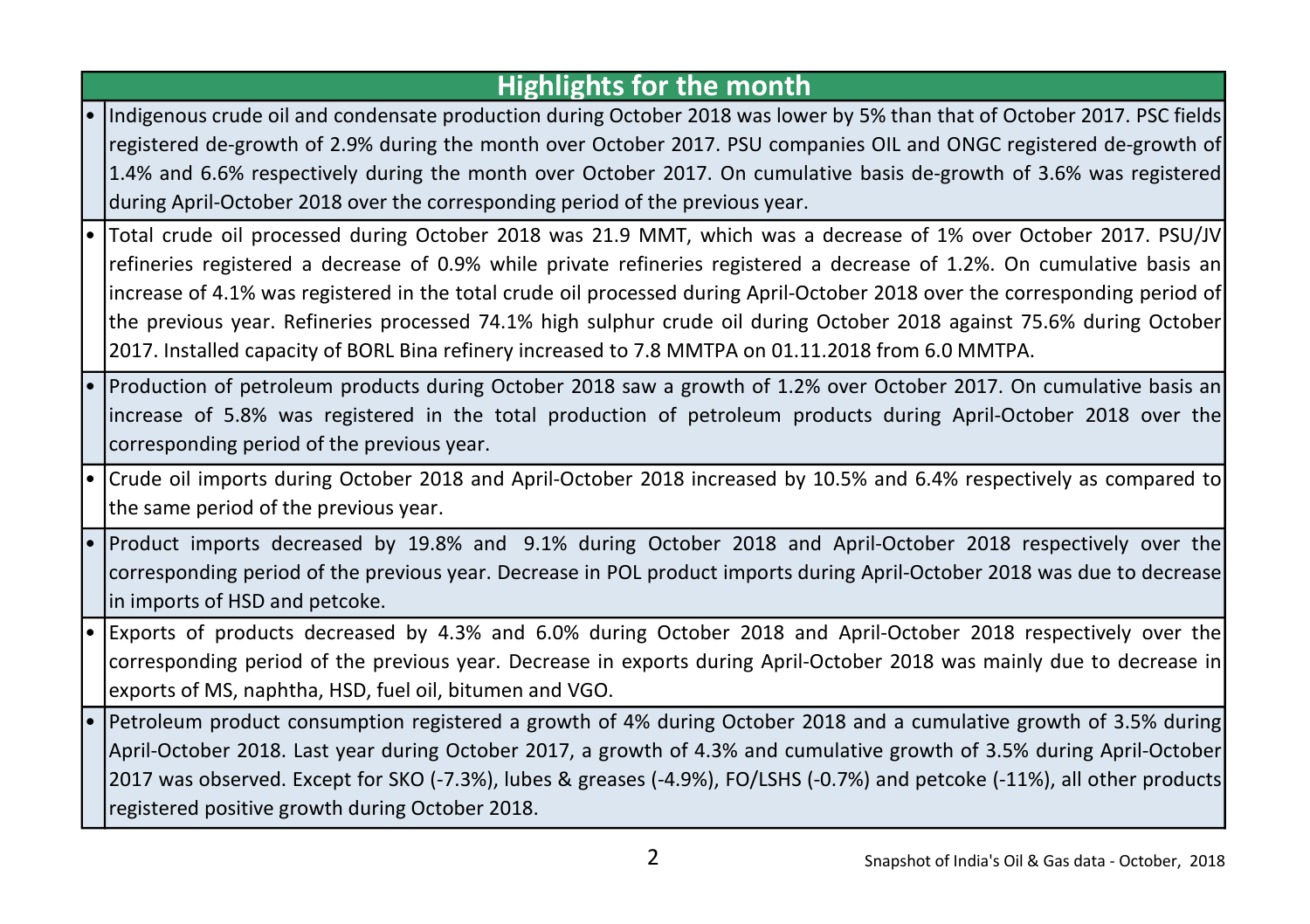## Highlights for the month

- Indigenous crude oil and condensate production during October 2018 was lower by 5% than that of October 2017. PSC fields registered de-growth of 2.9% during the month over October 2017. PSU companies OIL and ONGC registered de-growth of 1.4% and 6.6% respectively during the month over October 2017. On cumulative basis de-growth of 3.6% was registered during April-October 2018 over the corresponding period of the previous year.
- Total crude oil processed during October 2018 was 21.9 MMT, which was a decrease of 1% over October 2017. PSU/JV refineries registered a decrease of 0.9% while private refineries registered a decrease of 1.2%. On cumulative basis an increase of 4.1% was registered in the total crude oil processed during April-October 2018 over the corresponding period of the previous year. Refineries processed 74.1% high sulphur crude oil during October 2018 against 75.6% during October 2017. Installed capacity of BORL Bina refinery increased to 7.8 MMTPA on 01.11.2018 from 6.0 MMTPA.
- Production of petroleum products during October 2018 saw a growth of 1.2% over October 2017. On cumulative basis an increase of 5.8% was registered in the total production of petroleum products during April-October 2018 over the corresponding period of the previous year.
- Crude oil imports during October 2018 and April-October 2018 increased by 10.5% and 6.4% respectively as compared to the same period of the previous year.
- Product imports decreased by 19.8% and 9.1% during October 2018 and April-October 2018 respectively over the corresponding period of the previous year. Decrease in POL product imports during April-October 2018 was due to decrease in imports of HSD and petcoke.
- Exports of products decreased by 4.3% and 6.0% during October 2018 and April-October 2018 respectively over the corresponding period of the previous year. Decrease in exports during April-October 2018 was mainly due to decrease in exports of MS, naphtha, HSD, fuel oil, bitumen and VGO.
- Petroleum product consumption registered a growth of 4% during October 2018 and a cumulative growth of 3.5% during April-October 2018. Last year during October 2017, a growth of 4.3% and cumulative growth of 3.5% during April-October 2017 was observed. Except for SKO (-7.3%), lubes & greases (-4.9%), FO/LSHS (-0.7%) and petcoke (-11%), all other products registered positive growth during October 2018.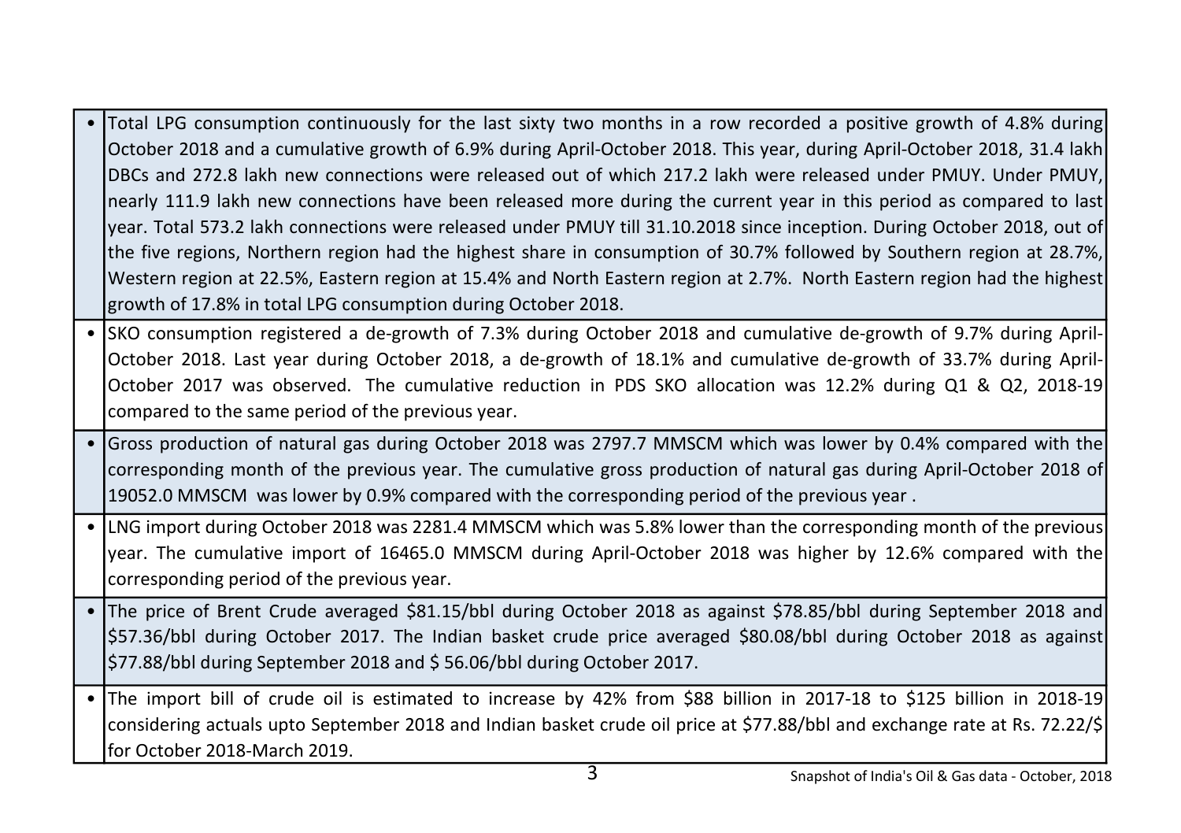- Total LPG consumption continuously for the last sixty two months in a row recorded a positive growth of 4.8% during October 2018 and a cumulative growth of 6.9% during April-October 2018. This year, during April-October 2018, 31.4 lakh DBCs and 272.8 lakh new connections were released out of which 217.2 lakh were released under PMUY. Under PMUY, nearly 111.9 lakh new connections have been released more during the current year in this period as compared to last year. Total 573.2 lakh connections were released under PMUY till 31.10.2018 since inception. During October 2018, out of the five regions, Northern region had the highest share in consumption of 30.7% followed by Southern region at 28.7%, Western region at 22.5%, Eastern region at 15.4% and North Eastern region at 2.7%. North Eastern region had the highest growth of 17.8% in total LPG consumption during October 2018.
- SKO consumption registered a de-growth of 7.3% during October 2018 and cumulative de-growth of 9.7% during April-October 2018. Last year during October 2018, a de-growth of 18.1% and cumulative de-growth of 33.7% during April-October 2017 was observed. The cumulative reduction in PDS SKO allocation was 12.2% during Q1 & Q2, 2018-19 compared to the same period of the previous year.
- Gross production of natural gas during October 2018 was 2797.7 MMSCM which was lower by 0.4% compared with the corresponding month of the previous year. The cumulative gross production of natural gas during April-October 2018 of 19052.0 MMSCM was lower by 0.9% compared with the corresponding period of the previous year .
- LNG import during October 2018 was 2281.4 MMSCM which was 5.8% lower than the corresponding month of the previous year. The cumulative import of 16465.0 MMSCM during April-October 2018 was higher by 12.6% compared with the corresponding period of the previous year.
- The price of Brent Crude averaged $81.15/bbl during October 2018 as against $78.85/bbl during September 2018 and $57.36/bbl during October 2017. The Indian basket crude price averaged $80.08/bbl during October 2018 as against $77.88/bbl during September 2018 and $ 56.06/bbl during October 2017.
- The import bill of crude oil is estimated to increase by 42% from $88 billion in 2017-18 to $125 billion in 2018-19 considering actuals upto September 2018 and Indian basket crude oil price at $77.88/bbl and exchange rate at Rs. 72.22/$ for October 2018-March 2019.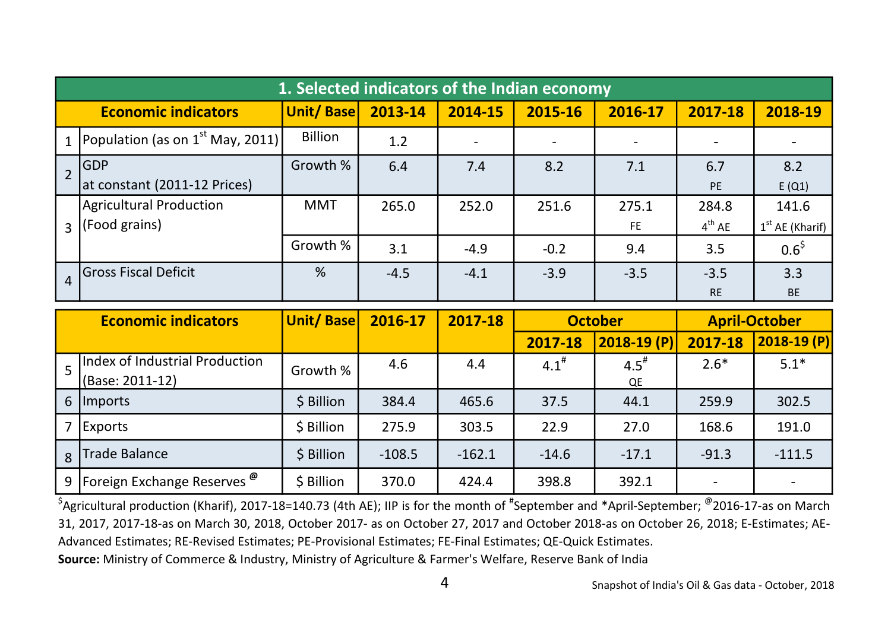## 1. Selected indicators of the Indian economy

| | Economic indicators | Unit/ Base | 2013-14 | 2014-15 | 2015-16 | 2016-17 | 2017-18 | 2018-19 |
|---|---|---|---|---|---|---|---|---|
| 1 | Population (as on 1st May, 2011) | Billion | 1.2 | - | - | - | - | - |
| 2 | GDP at constant (2011-12 Prices) | Growth % | 6.4 | 7.4 | 8.2 | 7.1 | 6.7 PE | 8.2 E (Q1) |
| 3 | Agricultural Production (Food grains) | MMT | 265.0 | 252.0 | 251.6 | 275.1 FE | 284.8 4th AE | 141.6 1st AE (Kharif) |
| | | Growth % | 3.1 | -4.9 | -0.2 | 9.4 | 3.5 | 0.6$ |
| 4 | Gross Fiscal Deficit | % | -4.5 | -4.1 | -3.9 | -3.5 | -3.5 RE | 3.3 BE |

| | Economic indicators | Unit/ Base | 2016-17 | 2017-18 | October | | April-October | |
|---|---|---|---|---|---|---|---|---|
| | | | | | 2017-18 | 2018-19 (P) | 2017-18 | 2018-19 (P) |
| 5 | Index of Industrial Production (Base: 2011-12) | Growth % | 4.6 | 4.4 | 4.1# | 4.5# QE | 2.6* | 5.1* |
| 6 | Imports | $ Billion | 384.4 | 465.6 | 37.5 | 44.1 | 259.9 | 302.5 |
| 7 | Exports | $ Billion | 275.9 | 303.5 | 22.9 | 27.0 | 168.6 | 191.0 |
| 8 | Trade Balance | $ Billion | -108.5 | -162.1 | -14.6 | -17.1 | -91.3 | -111.5 |
| 9 | Foreign Exchange Reserves @ | $ Billion | 370.0 | 424.4 | 398.8 | 392.1 | - | - |

$Agricultural production (Kharif), 2017-18=140.73 (4th AE); IIP is for the month of #September and *April-September; @2016-17-as on March 31, 2017, 2017-18-as on March 30, 2018, October 2017- as on October 27, 2017 and October 2018-as on October 26, 2018; E-Estimates; AE-Advanced Estimates; RE-Revised Estimates; PE-Provisional Estimates; FE-Final Estimates; QE-Quick Estimates.

**Source:** Ministry of Commerce & Industry, Ministry of Agriculture & Farmer's Welfare, Reserve Bank of India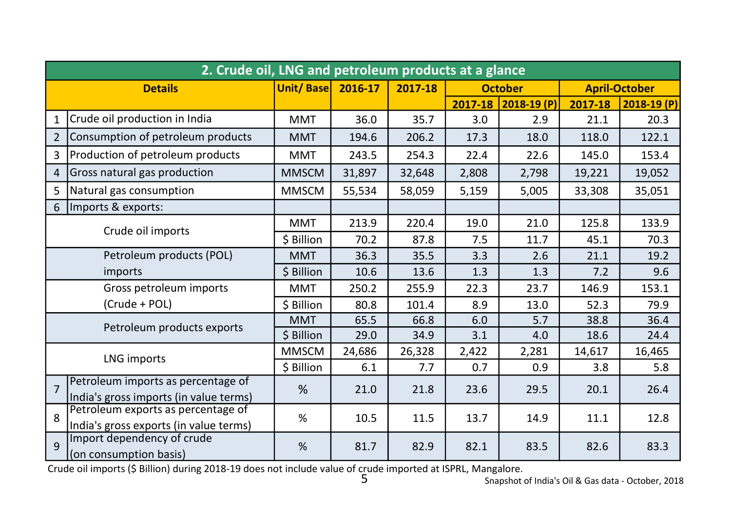## 2. Crude oil, LNG and petroleum products at a glance

| | Details | Unit/ Base | 2016-17 | 2017-18 | October | | April-October | |
|---|---|---|---|---|---|---|---|---|
| | | | | | 2017-18 | 2018-19 (P) | 2017-18 | 2018-19 (P) |
| 1 | Crude oil production in India | MMT | 36.0 | 35.7 | 3.0 | 2.9 | 21.1 | 20.3 |
| 2 | Consumption of petroleum products | MMT | 194.6 | 206.2 | 17.3 | 18.0 | 118.0 | 122.1 |
| 3 | Production of petroleum products | MMT | 243.5 | 254.3 | 22.4 | 22.6 | 145.0 | 153.4 |
| 4 | Gross natural gas production | MMSCM | 31,897 | 32,648 | 2,808 | 2,798 | 19,221 | 19,052 |
| 5 | Natural gas consumption | MMSCM | 55,534 | 58,059 | 5,159 | 5,005 | 33,308 | 35,051 |
| 6 | Imports & exports: | | | | | | | |
| | Crude oil imports | MMT | 213.9 | 220.4 | 19.0 | 21.0 | 125.8 | 133.9 |
| | | $ Billion | 70.2 | 87.8 | 7.5 | 11.7 | 45.1 | 70.3 |
| | Petroleum products (POL) imports | MMT | 36.3 | 35.5 | 3.3 | 2.6 | 21.1 | 19.2 |
| | | $ Billion | 10.6 | 13.6 | 1.3 | 1.3 | 7.2 | 9.6 |
| | Gross petroleum imports (Crude + POL) | MMT | 250.2 | 255.9 | 22.3 | 23.7 | 146.9 | 153.1 |
| | | $ Billion | 80.8 | 101.4 | 8.9 | 13.0 | 52.3 | 79.9 |
| | Petroleum products exports | MMT | 65.5 | 66.8 | 6.0 | 5.7 | 38.8 | 36.4 |
| | | $ Billion | 29.0 | 34.9 | 3.1 | 4.0 | 18.6 | 24.4 |
| | LNG imports | MMSCM | 24,686 | 26,328 | 2,422 | 2,281 | 14,617 | 16,465 |
| | | $ Billion | 6.1 | 7.7 | 0.7 | 0.9 | 3.8 | 5.8 |
| 7 | Petroleum imports as percentage of India's gross imports (in value terms) | % | 21.0 | 21.8 | 23.6 | 29.5 | 20.1 | 26.4 |
| 8 | Petroleum exports as percentage of India's gross exports (in value terms) | % | 10.5 | 11.5 | 13.7 | 14.9 | 11.1 | 12.8 |
| 9 | Import dependency of crude (on consumption basis) | % | 81.7 | 82.9 | 82.1 | 83.5 | 82.6 | 83.3 |

Crude oil imports ($ Billion) during 2018-19 does not include value of crude imported at ISPRL, Mangalore.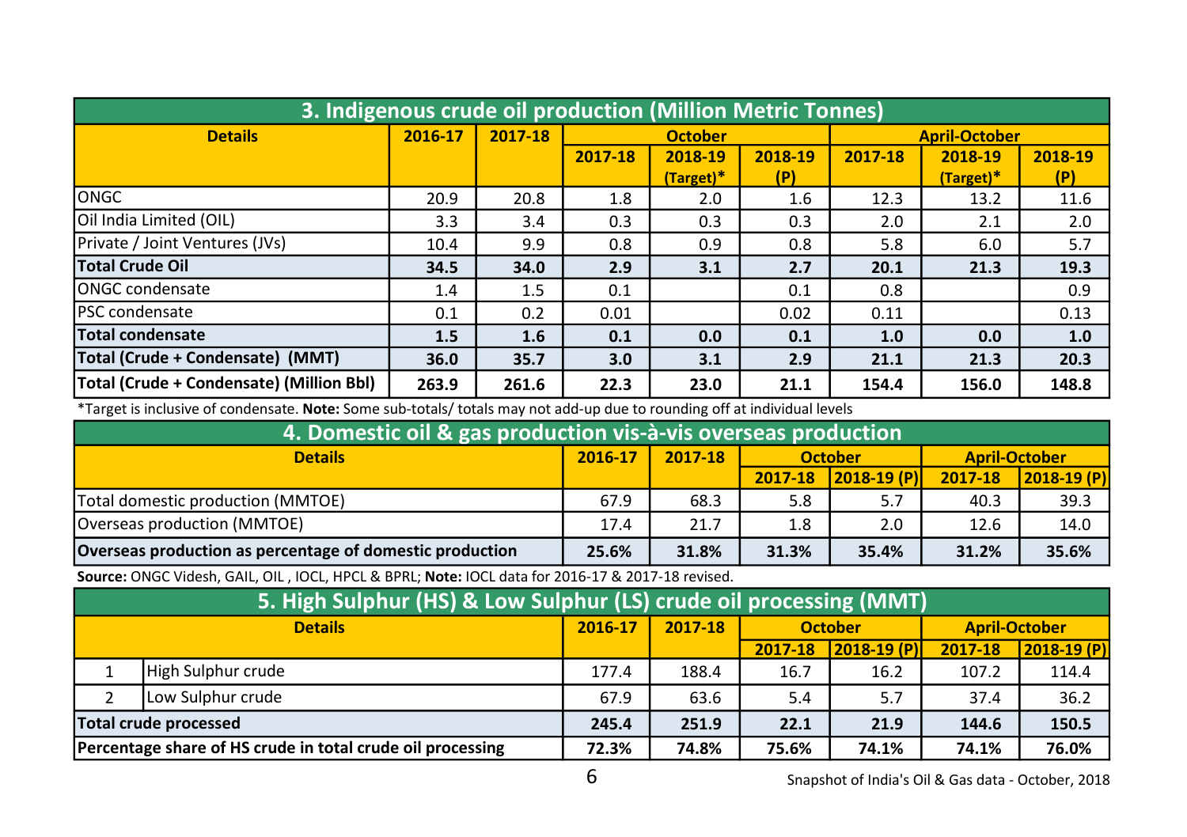## 3. Indigenous crude oil production (Million Metric Tonnes)

| Details | 2016-17 | 2017-18 | October | | | April-October | | |
|---|---|---|---|---|---|---|---|---|
| | | | 2017-18 | 2018-19 (Target)* | 2018-19 (P) | 2017-18 | 2018-19 (Target)* | 2018-19 (P) |
| ONGC | 20.9 | 20.8 | 1.8 | 2.0 | 1.6 | 12.3 | 13.2 | 11.6 |
| Oil India Limited (OIL) | 3.3 | 3.4 | 0.3 | 0.3 | 0.3 | 2.0 | 2.1 | 2.0 |
| Private / Joint Ventures (JVs) | 10.4 | 9.9 | 0.8 | 0.9 | 0.8 | 5.8 | 6.0 | 5.7 |
| **Total Crude Oil** | **34.5** | **34.0** | **2.9** | **3.1** | **2.7** | **20.1** | **21.3** | **19.3** |
| ONGC condensate | 1.4 | 1.5 | 0.1 | | 0.1 | 0.8 | | 0.9 |
| PSC condensate | 0.1 | 0.2 | 0.01 | | 0.02 | 0.11 | | 0.13 |
| **Total condensate** | **1.5** | **1.6** | **0.1** | **0.0** | **0.1** | **1.0** | **0.0** | **1.0** |
| **Total (Crude + Condensate) (MMT)** | **36.0** | **35.7** | **3.0** | **3.1** | **2.9** | **21.1** | **21.3** | **20.3** |
| **Total (Crude + Condensate) (Million Bbl)** | **263.9** | **261.6** | **22.3** | **23.0** | **21.1** | **154.4** | **156.0** | **148.8** |

*Target is inclusive of condensate. **Note:** Some sub-totals/ totals may not add-up due to rounding off at individual levels

## 4. Domestic oil & gas production vis-à-vis overseas production

| Details | 2016-17 | 2017-18 | October | | April-October | |
|---|---|---|---|---|---|---|
| | | | 2017-18 | 2018-19 (P) | 2017-18 | 2018-19 (P) |
| Total domestic production (MMTOE) | 67.9 | 68.3 | 5.8 | 5.7 | 40.3 | 39.3 |
| Overseas production (MMTOE) | 17.4 | 21.7 | 1.8 | 2.0 | 12.6 | 14.0 |
| **Overseas production as percentage of domestic production** | **25.6%** | **31.8%** | **31.3%** | **35.4%** | **31.2%** | **35.6%** |

**Source:** ONGC Videsh, GAIL, OIL , IOCL, HPCL & BPRL; **Note:** IOCL data for 2016-17 & 2017-18 revised.

## 5. High Sulphur (HS) & Low Sulphur (LS) crude oil processing (MMT)

| | Details | 2016-17 | 2017-18 | October | | April-October | |
|---|---|---|---|---|---|---|---|
| | | | | 2017-18 | 2018-19 (P) | 2017-18 | 2018-19 (P) |
| 1 | High Sulphur crude | 177.4 | 188.4 | 16.7 | 16.2 | 107.2 | 114.4 |
| 2 | Low Sulphur crude | 67.9 | 63.6 | 5.4 | 5.7 | 37.4 | 36.2 |
| **Total crude processed** | | **245.4** | **251.9** | **22.1** | **21.9** | **144.6** | **150.5** |
| **Percentage share of HS crude in total crude oil processing** | | **72.3%** | **74.8%** | **75.6%** | **74.1%** | **74.1%** | **76.0%** |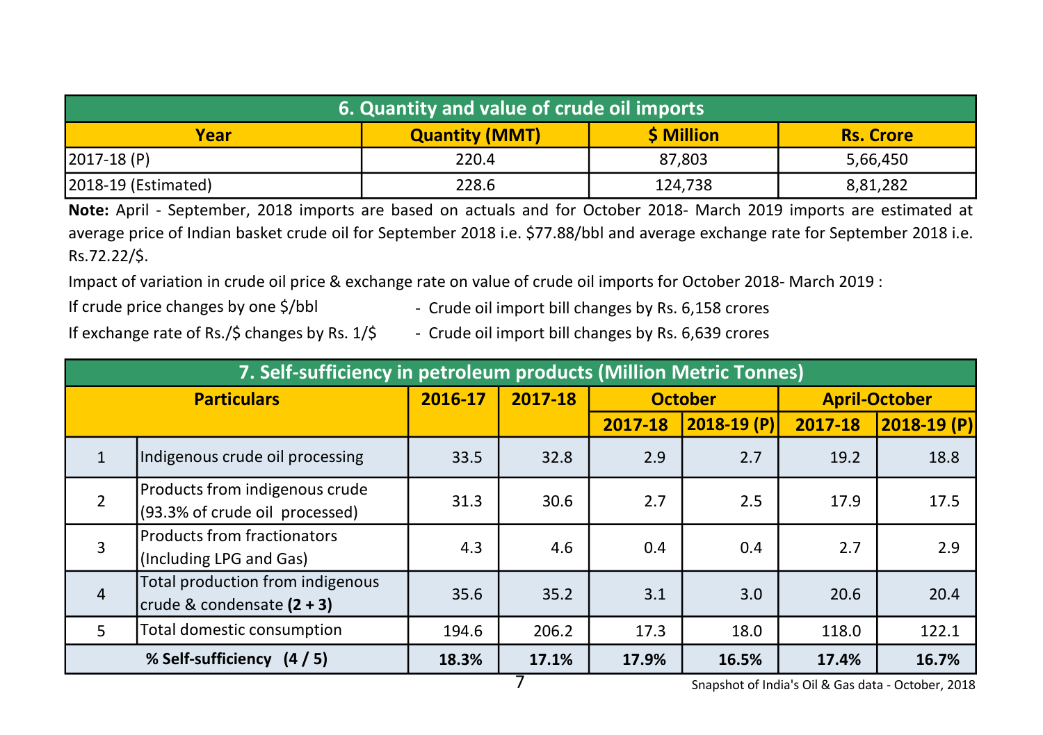## 6. Quantity and value of crude oil imports

| Year | Quantity (MMT) | $ Million | Rs. Crore |
|---|---|---|---|
| 2017-18 (P) | 220.4 | 87,803 | 5,66,450 |
| 2018-19 (Estimated) | 228.6 | 124,738 | 8,81,282 |

**Note:** April - September, 2018 imports are based on actuals and for October 2018- March 2019 imports are estimated at average price of Indian basket crude oil for September 2018 i.e. $77.88/bbl and average exchange rate for September 2018 i.e. Rs.72.22/$.

Impact of variation in crude oil price & exchange rate on value of crude oil imports for October 2018- March 2019 :

If crude price changes by one $/bbl - Crude oil import bill changes by Rs. 6,158 crores

If exchange rate of Rs./$ changes by Rs. 1/$ - Crude oil import bill changes by Rs. 6,639 crores

## 7. Self-sufficiency in petroleum products (Million Metric Tonnes)

| | Particulars | 2016-17 | 2017-18 | October | | April-October | |
|---|---|---|---|---|---|---|---|
| | | | | 2017-18 | 2018-19 (P) | 2017-18 | 2018-19 (P) |
| 1 | Indigenous crude oil processing | 33.5 | 32.8 | 2.9 | 2.7 | 19.2 | 18.8 |
| 2 | Products from indigenous crude (93.3% of crude oil processed) | 31.3 | 30.6 | 2.7 | 2.5 | 17.9 | 17.5 |
| 3 | Products from fractionators (Including LPG and Gas) | 4.3 | 4.6 | 0.4 | 0.4 | 2.7 | 2.9 |
| 4 | Total production from indigenous crude & condensate **(2 + 3)** | 35.6 | 35.2 | 3.1 | 3.0 | 20.6 | 20.4 |
| 5 | Total domestic consumption | 194.6 | 206.2 | 17.3 | 18.0 | 118.0 | 122.1 |
| **% Self-sufficiency (4 / 5)** | | **18.3%** | **17.1%** | **17.9%** | **16.5%** | **17.4%** | **16.7%** |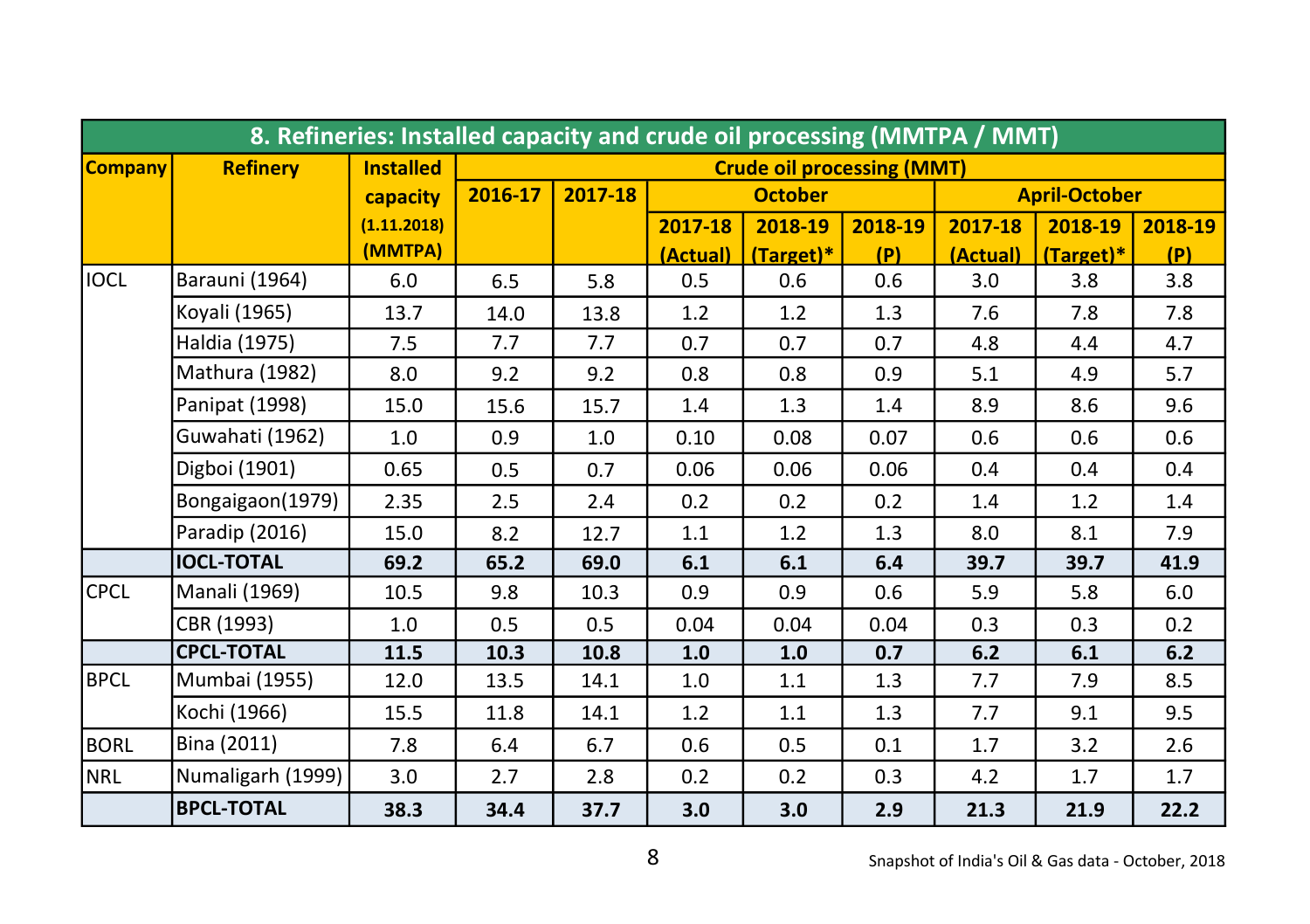## 8. Refineries: Installed capacity and crude oil processing (MMTPA / MMT)

| Company | Refinery | Installed capacity (1.11.2018) (MMTPA) | Crude oil processing (MMT) | | | | | | | |
|---|---|---|---|---|---|---|---|---|---|---|
| | | | 2016-17 | 2017-18 | October | | | April-October | | |
| | | | | | 2017-18 (Actual) | 2018-19 (Target)* | 2018-19 (P) | 2017-18 (Actual) | 2018-19 (Target)* | 2018-19 (P) |
| IOCL | Barauni (1964) | 6.0 | 6.5 | 5.8 | 0.5 | 0.6 | 0.6 | 3.0 | 3.8 | 3.8 |
| | Koyali (1965) | 13.7 | 14.0 | 13.8 | 1.2 | 1.2 | 1.3 | 7.6 | 7.8 | 7.8 |
| | Haldia (1975) | 7.5 | 7.7 | 7.7 | 0.7 | 0.7 | 0.7 | 4.8 | 4.4 | 4.7 |
| | Mathura (1982) | 8.0 | 9.2 | 9.2 | 0.8 | 0.8 | 0.9 | 5.1 | 4.9 | 5.7 |
| | Panipat (1998) | 15.0 | 15.6 | 15.7 | 1.4 | 1.3 | 1.4 | 8.9 | 8.6 | 9.6 |
| | Guwahati (1962) | 1.0 | 0.9 | 1.0 | 0.10 | 0.08 | 0.07 | 0.6 | 0.6 | 0.6 |
| | Digboi (1901) | 0.65 | 0.5 | 0.7 | 0.06 | 0.06 | 0.06 | 0.4 | 0.4 | 0.4 |
| | Bongaigaon(1979) | 2.35 | 2.5 | 2.4 | 0.2 | 0.2 | 0.2 | 1.4 | 1.2 | 1.4 |
| | Paradip (2016) | 15.0 | 8.2 | 12.7 | 1.1 | 1.2 | 1.3 | 8.0 | 8.1 | 7.9 |
| | **IOCL-TOTAL** | **69.2** | **65.2** | **69.0** | **6.1** | **6.1** | **6.4** | **39.7** | **39.7** | **41.9** |
| CPCL | Manali (1969) | 10.5 | 9.8 | 10.3 | 0.9 | 0.9 | 0.6 | 5.9 | 5.8 | 6.0 |
| | CBR (1993) | 1.0 | 0.5 | 0.5 | 0.04 | 0.04 | 0.04 | 0.3 | 0.3 | 0.2 |
| | **CPCL-TOTAL** | **11.5** | **10.3** | **10.8** | **1.0** | **1.0** | **0.7** | **6.2** | **6.1** | **6.2** |
| BPCL | Mumbai (1955) | 12.0 | 13.5 | 14.1 | 1.0 | 1.1 | 1.3 | 7.7 | 7.9 | 8.5 |
| | Kochi (1966) | 15.5 | 11.8 | 14.1 | 1.2 | 1.1 | 1.3 | 7.7 | 9.1 | 9.5 |
| BORL | Bina (2011) | 7.8 | 6.4 | 6.7 | 0.6 | 0.5 | 0.1 | 1.7 | 3.2 | 2.6 |
| NRL | Numaligarh (1999) | 3.0 | 2.7 | 2.8 | 0.2 | 0.2 | 0.3 | 4.2 | 1.7 | 1.7 |
| | **BPCL-TOTAL** | **38.3** | **34.4** | **37.7** | **3.0** | **3.0** | **2.9** | **21.3** | **21.9** | **22.2** |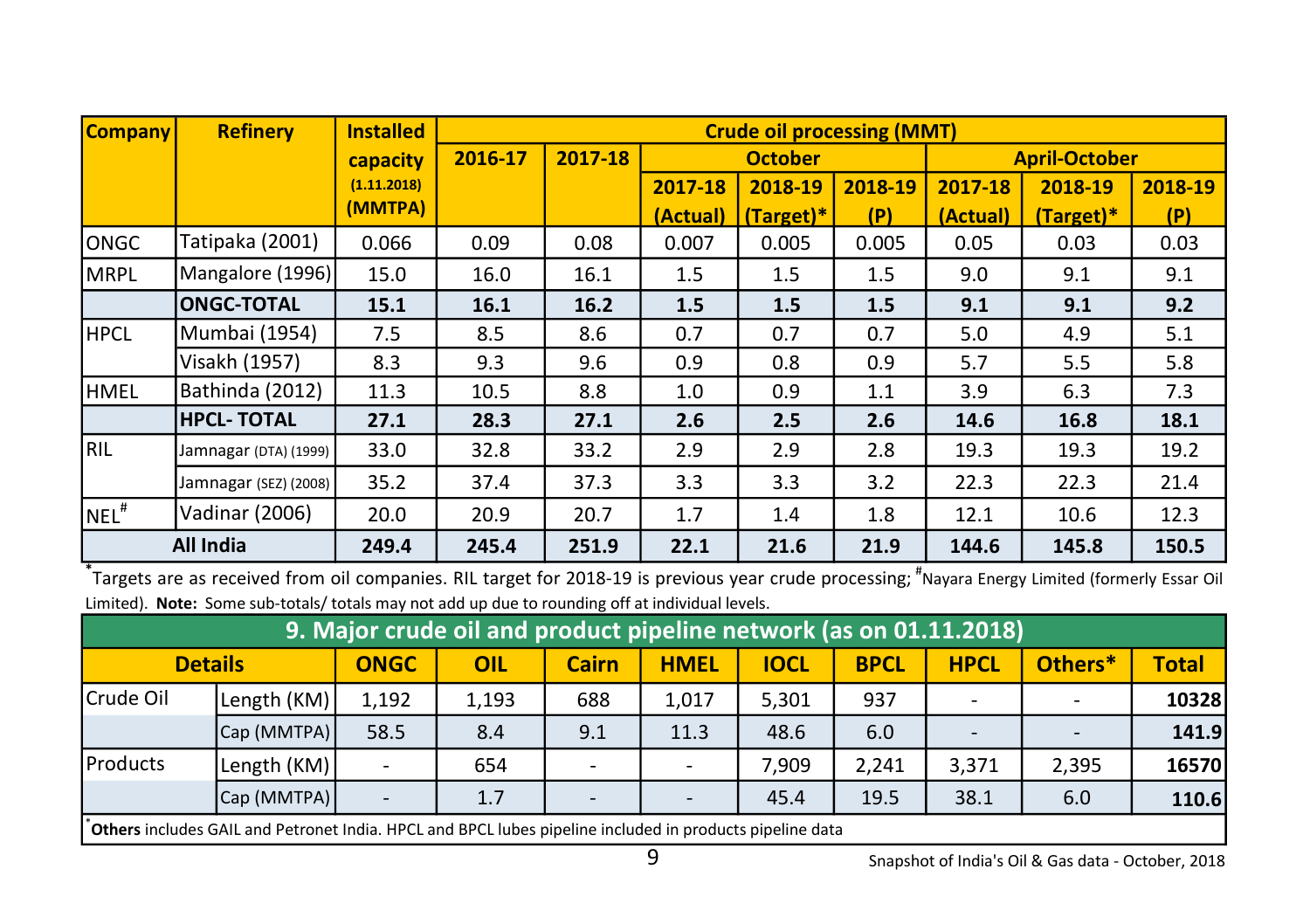| Company | Refinery | Installed capacity (1.11.2018) (MMTPA) | Crude oil processing (MMT) | | | | | | | |
|---|---|---|---|---|---|---|---|---|---|---|
| | | | 2016-17 | 2017-18 | October | | | April-October | | |
| | | | | | 2017-18 (Actual) | 2018-19 (Target)* | 2018-19 (P) | 2017-18 (Actual) | 2018-19 (Target)* | 2018-19 (P) |
| ONGC | Tatipaka (2001) | 0.066 | 0.09 | 0.08 | 0.007 | 0.005 | 0.005 | 0.05 | 0.03 | 0.03 |
| MRPL | Mangalore (1996) | 15.0 | 16.0 | 16.1 | 1.5 | 1.5 | 1.5 | 9.0 | 9.1 | 9.1 |
| | **ONGC-TOTAL** | **15.1** | **16.1** | **16.2** | **1.5** | **1.5** | **1.5** | **9.1** | **9.1** | **9.2** |
| HPCL | Mumbai (1954) | 7.5 | 8.5 | 8.6 | 0.7 | 0.7 | 0.7 | 5.0 | 4.9 | 5.1 |
| | Visakh (1957) | 8.3 | 9.3 | 9.6 | 0.9 | 0.8 | 0.9 | 5.7 | 5.5 | 5.8 |
| HMEL | Bathinda (2012) | 11.3 | 10.5 | 8.8 | 1.0 | 0.9 | 1.1 | 3.9 | 6.3 | 7.3 |
| | **HPCL- TOTAL** | **27.1** | **28.3** | **27.1** | **2.6** | **2.5** | **2.6** | **14.6** | **16.8** | **18.1** |
| RIL | Jamnagar (DTA) (1999) | 33.0 | 32.8 | 33.2 | 2.9 | 2.9 | 2.8 | 19.3 | 19.3 | 19.2 |
| | Jamnagar (SEZ) (2008) | 35.2 | 37.4 | 37.3 | 3.3 | 3.3 | 3.2 | 22.3 | 22.3 | 21.4 |
| NEL# | Vadinar (2006) | 20.0 | 20.9 | 20.7 | 1.7 | 1.4 | 1.8 | 12.1 | 10.6 | 12.3 |
| **All India** | | **249.4** | **245.4** | **251.9** | **22.1** | **21.6** | **21.9** | **144.6** | **145.8** | **150.5** |

*Targets are as received from oil companies. RIL target for 2018-19 is previous year crude processing; #Nayara Energy Limited (formerly Essar Oil Limited). **Note:** Some sub-totals/ totals may not add up due to rounding off at individual levels.

## 9. Major crude oil and product pipeline network (as on 01.11.2018)

| Details | | ONGC | OIL | Cairn | HMEL | IOCL | BPCL | HPCL | Others* | Total |
|---|---|---|---|---|---|---|---|---|---|---|
| Crude Oil | Length (KM) | 1,192 | 1,193 | 688 | 1,017 | 5,301 | 937 | - | - | **10328** |
| | Cap (MMTPA) | 58.5 | 8.4 | 9.1 | 11.3 | 48.6 | 6.0 | - | - | **141.9** |
| Products | Length (KM) | - | 654 | - | - | 7,909 | 2,241 | 3,371 | 2,395 | **16570** |
| | Cap (MMTPA) | - | 1.7 | - | - | 45.4 | 19.5 | 38.1 | 6.0 | **110.6** |

***Others** includes GAIL and Petronet India. HPCL and BPCL lubes pipeline included in products pipeline data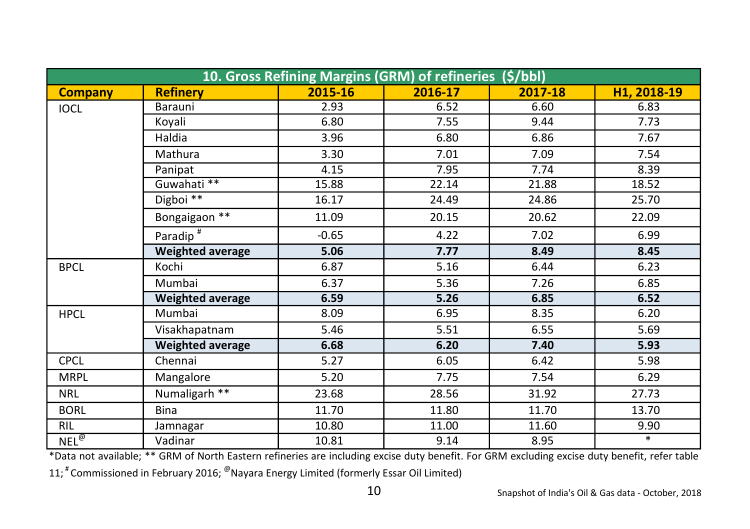## 10. Gross Refining Margins (GRM) of refineries ($/bbl)

| Company | Refinery | 2015-16 | 2016-17 | 2017-18 | H1, 2018-19 |
|---|---|---|---|---|---|
| IOCL | Barauni | 2.93 | 6.52 | 6.60 | 6.83 |
| | Koyali | 6.80 | 7.55 | 9.44 | 7.73 |
| | Haldia | 3.96 | 6.80 | 6.86 | 7.67 |
| | Mathura | 3.30 | 7.01 | 7.09 | 7.54 |
| | Panipat | 4.15 | 7.95 | 7.74 | 8.39 |
| | Guwahati ** | 15.88 | 22.14 | 21.88 | 18.52 |
| | Digboi ** | 16.17 | 24.49 | 24.86 | 25.70 |
| | Bongaigaon ** | 11.09 | 20.15 | 20.62 | 22.09 |
| | Paradip # | -0.65 | 4.22 | 7.02 | 6.99 |
| | **Weighted average** | **5.06** | **7.77** | **8.49** | **8.45** |
| BPCL | Kochi | 6.87 | 5.16 | 6.44 | 6.23 |
| | Mumbai | 6.37 | 5.36 | 7.26 | 6.85 |
| | **Weighted average** | **6.59** | **5.26** | **6.85** | **6.52** |
| HPCL | Mumbai | 8.09 | 6.95 | 8.35 | 6.20 |
| | Visakhapatnam | 5.46 | 5.51 | 6.55 | 5.69 |
| | **Weighted average** | **6.68** | **6.20** | **7.40** | **5.93** |
| CPCL | Chennai | 5.27 | 6.05 | 6.42 | 5.98 |
| MRPL | Mangalore | 5.20 | 7.75 | 7.54 | 6.29 |
| NRL | Numaligarh ** | 23.68 | 28.56 | 31.92 | 27.73 |
| BORL | Bina | 11.70 | 11.80 | 11.70 | 13.70 |
| RIL | Jamnagar | 10.80 | 11.00 | 11.60 | 9.90 |
| NEL@ | Vadinar | 10.81 | 9.14 | 8.95 | * |

*Data not available; ** GRM of North Eastern refineries are including excise duty benefit. For GRM excluding excise duty benefit, refer table 11; # Commissioned in February 2016; @ Nayara Energy Limited (formerly Essar Oil Limited)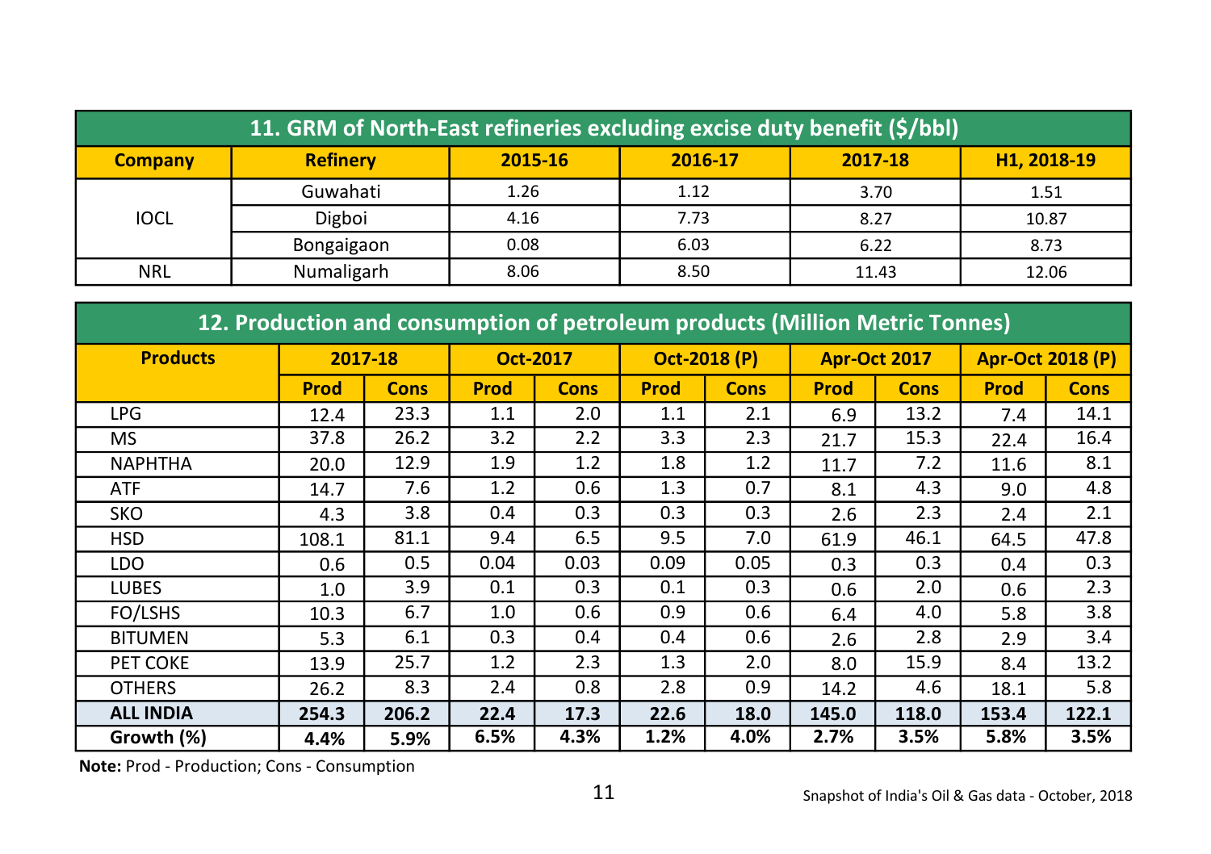## 11. GRM of North-East refineries excluding excise duty benefit ($/bbl)

| Company | Refinery | 2015-16 | 2016-17 | 2017-18 | H1, 2018-19 |
|---|---|---|---|---|---|
| IOCL | Guwahati | 1.26 | 1.12 | 3.70 | 1.51 |
| | Digboi | 4.16 | 7.73 | 8.27 | 10.87 |
| | Bongaigaon | 0.08 | 6.03 | 6.22 | 8.73 |
| NRL | Numaligarh | 8.06 | 8.50 | 11.43 | 12.06 |

## 12. Production and consumption of petroleum products (Million Metric Tonnes)

| Products | 2017-18 | | Oct-2017 | | Oct-2018 (P) | | Apr-Oct 2017 | | Apr-Oct 2018 (P) | |
|---|---|---|---|---|---|---|---|---|---|---|
| | Prod | Cons | Prod | Cons | Prod | Cons | Prod | Cons | Prod | Cons |
| LPG | 12.4 | 23.3 | 1.1 | 2.0 | 1.1 | 2.1 | 6.9 | 13.2 | 7.4 | 14.1 |
| MS | 37.8 | 26.2 | 3.2 | 2.2 | 3.3 | 2.3 | 21.7 | 15.3 | 22.4 | 16.4 |
| NAPHTHA | 20.0 | 12.9 | 1.9 | 1.2 | 1.8 | 1.2 | 11.7 | 7.2 | 11.6 | 8.1 |
| ATF | 14.7 | 7.6 | 1.2 | 0.6 | 1.3 | 0.7 | 8.1 | 4.3 | 9.0 | 4.8 |
| SKO | 4.3 | 3.8 | 0.4 | 0.3 | 0.3 | 0.3 | 2.6 | 2.3 | 2.4 | 2.1 |
| HSD | 108.1 | 81.1 | 9.4 | 6.5 | 9.5 | 7.0 | 61.9 | 46.1 | 64.5 | 47.8 |
| LDO | 0.6 | 0.5 | 0.04 | 0.03 | 0.09 | 0.05 | 0.3 | 0.3 | 0.4 | 0.3 |
| LUBES | 1.0 | 3.9 | 0.1 | 0.3 | 0.1 | 0.3 | 0.6 | 2.0 | 0.6 | 2.3 |
| FO/LSHS | 10.3 | 6.7 | 1.0 | 0.6 | 0.9 | 0.6 | 6.4 | 4.0 | 5.8 | 3.8 |
| BITUMEN | 5.3 | 6.1 | 0.3 | 0.4 | 0.4 | 0.6 | 2.6 | 2.8 | 2.9 | 3.4 |
| PET COKE | 13.9 | 25.7 | 1.2 | 2.3 | 1.3 | 2.0 | 8.0 | 15.9 | 8.4 | 13.2 |
| OTHERS | 26.2 | 8.3 | 2.4 | 0.8 | 2.8 | 0.9 | 14.2 | 4.6 | 18.1 | 5.8 |
| **ALL INDIA** | **254.3** | **206.2** | **22.4** | **17.3** | **22.6** | **18.0** | **145.0** | **118.0** | **153.4** | **122.1** |
| **Growth (%)** | **4.4%** | **5.9%** | **6.5%** | **4.3%** | **1.2%** | **4.0%** | **2.7%** | **3.5%** | **5.8%** | **3.5%** |

**Note:** Prod - Production; Cons - Consumption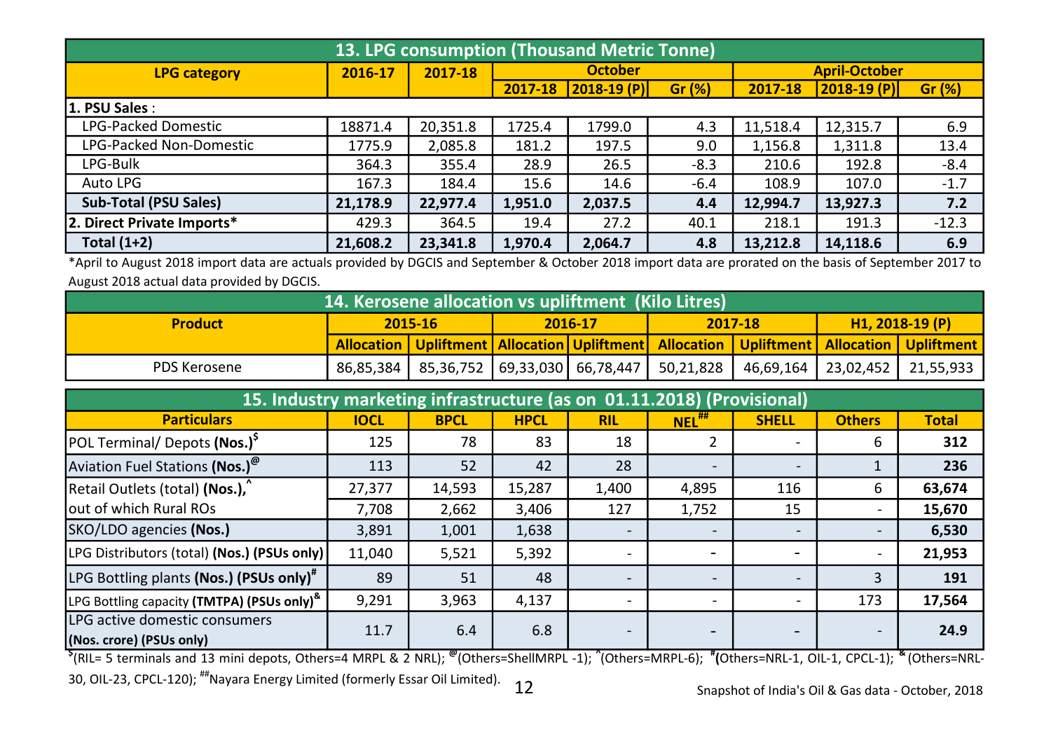## 13. LPG consumption (Thousand Metric Tonne)

| LPG category | 2016-17 | 2017-18 | October | | | April-October | | |
|---|---|---|---|---|---|---|---|---|
| | | | 2017-18 | 2018-19 (P) | Gr (%) | 2017-18 | 2018-19 (P) | Gr (%) |
| **1. PSU Sales** : | | | | | | | | |
| LPG-Packed Domestic | 18871.4 | 20,351.8 | 1725.4 | 1799.0 | 4.3 | 11,518.4 | 12,315.7 | 6.9 |
| LPG-Packed Non-Domestic | 1775.9 | 2,085.8 | 181.2 | 197.5 | 9.0 | 1,156.8 | 1,311.8 | 13.4 |
| LPG-Bulk | 364.3 | 355.4 | 28.9 | 26.5 | -8.3 | 210.6 | 192.8 | -8.4 |
| Auto LPG | 167.3 | 184.4 | 15.6 | 14.6 | -6.4 | 108.9 | 107.0 | -1.7 |
| **Sub-Total (PSU Sales)** | **21,178.9** | **22,977.4** | **1,951.0** | **2,037.5** | **4.4** | **12,994.7** | **13,927.3** | **7.2** |
| **2. Direct Private Imports*** | 429.3 | 364.5 | 19.4 | 27.2 | 40.1 | 218.1 | 191.3 | -12.3 |
| **Total (1+2)** | **21,608.2** | **23,341.8** | **1,970.4** | **2,064.7** | **4.8** | **13,212.8** | **14,118.6** | **6.9** |

*April to August 2018 import data are actuals provided by DGCIS and September & October 2018 import data are prorated on the basis of September 2017 to August 2018 actual data provided by DGCIS.

## 14. Kerosene allocation vs upliftment (Kilo Litres)

| Product | 2015-16 | | 2016-17 | | 2017-18 | | H1, 2018-19 (P) | |
|---|---|---|---|---|---|---|---|---|
| | Allocation | Upliftment | Allocation | Upliftment | Allocation | Upliftment | Allocation | Upliftment |
| PDS Kerosene | 86,85,384 | 85,36,752 | 69,33,030 | 66,78,447 | 50,21,828 | 46,69,164 | 23,02,452 | 21,55,933 |

## 15. Industry marketing infrastructure (as on 01.11.2018) (Provisional)

| Particulars | IOCL | BPCL | HPCL | RIL | NEL[##] | SHELL | Others | Total |
|---|---|---|---|---|---|---|---|---|
| POL Terminal/ Depots **(Nos.)**[$] | 125 | 78 | 83 | 18 | 2 | - | 6 | **312** |
| Aviation Fuel Stations **(Nos.)**[@] | 113 | 52 | 42 | 28 | - | - | 1 | **236** |
| Retail Outlets (total) **(Nos.)**,[^] | 27,377 | 14,593 | 15,287 | 1,400 | 4,895 | 116 | 6 | **63,674** |
| out of which Rural ROs | 7,708 | 2,662 | 3,406 | 127 | 1,752 | 15 | - | **15,670** |
| SKO/LDO agencies **(Nos.)** | 3,891 | 1,001 | 1,638 | - | - | - | - | **6,530** |
| LPG Distributors (total) **(Nos.) (PSUs only)** | 11,040 | 5,521 | 5,392 | - | - | - | - | **21,953** |
| LPG Bottling plants **(Nos.) (PSUs only)**[#] | 89 | 51 | 48 | - | - | - | 3 | **191** |
| LPG Bottling capacity **(TMTPA) (PSUs only)**[&] | 9,291 | 3,963 | 4,137 | - | - | - | 173 | **17,564** |
| LPG active domestic consumers **(Nos. crore) (PSUs only)** | 11.7 | 6.4 | 6.8 | - | - | - | - | **24.9** |

[$](RIL= 5 terminals and 13 mini depots, Others=4 MRPL & 2 NRL); [@](Others=ShellMRPL -1); [^](Others=MRPL-6); [#](Others=NRL-1, OIL-1, CPCL-1); [&](Others=NRL-30, OIL-23, CPCL-120); [##]Nayara Energy Limited (formerly Essar Oil Limited).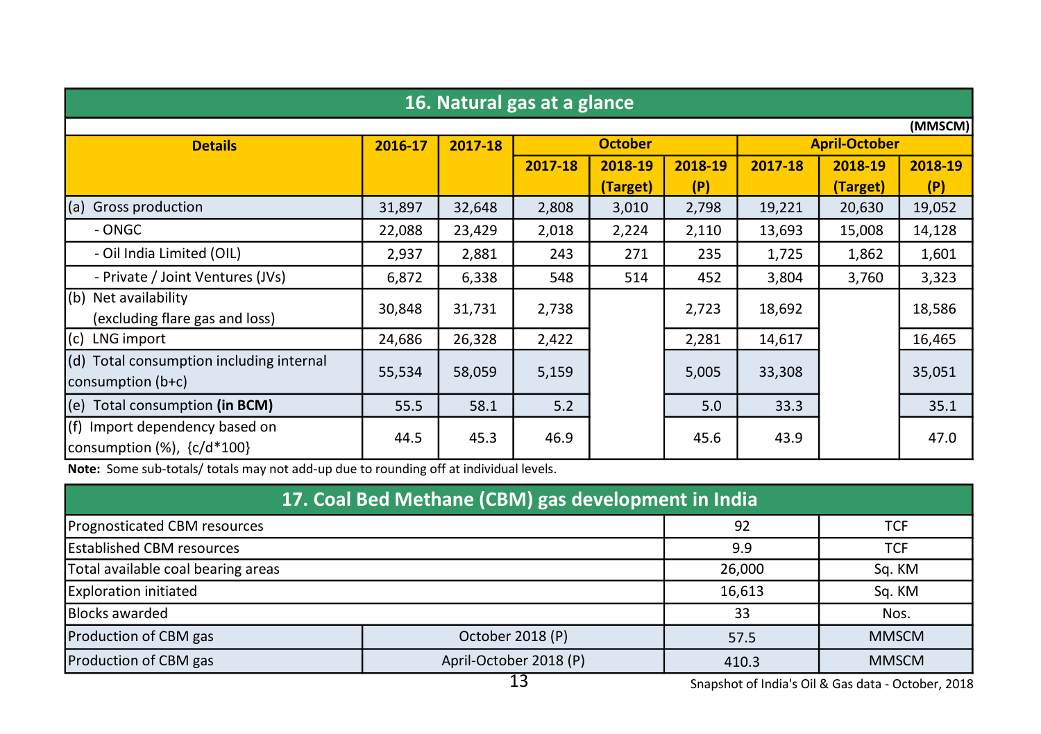## 16. Natural gas at a glance

(MMSCM)

| Details | 2016-17 | 2017-18 | October | | | April-October | | |
|---|---|---|---|---|---|---|---|---|
| | | | 2017-18 | 2018-19 (Target) | 2018-19 (P) | 2017-18 | 2018-19 (Target) | 2018-19 (P) |
| (a) Gross production | 31,897 | 32,648 | 2,808 | 3,010 | 2,798 | 19,221 | 20,630 | 19,052 |
| - ONGC | 22,088 | 23,429 | 2,018 | 2,224 | 2,110 | 13,693 | 15,008 | 14,128 |
| - Oil India Limited (OIL) | 2,937 | 2,881 | 243 | 271 | 235 | 1,725 | 1,862 | 1,601 |
| - Private / Joint Ventures (JVs) | 6,872 | 6,338 | 548 | 514 | 452 | 3,804 | 3,760 | 3,323 |
| (b) Net availability (excluding flare gas and loss) | 30,848 | 31,731 | 2,738 | | 2,723 | 18,692 | | 18,586 |
| (c) LNG import | 24,686 | 26,328 | 2,422 | | 2,281 | 14,617 | | 16,465 |
| (d) Total consumption including internal consumption (b+c) | 55,534 | 58,059 | 5,159 | | 5,005 | 33,308 | | 35,051 |
| (e) Total consumption **(in BCM)** | 55.5 | 58.1 | 5.2 | | 5.0 | 33.3 | | 35.1 |
| (f) Import dependency based on consumption (%), {c/d*100} | 44.5 | 45.3 | 46.9 | | 45.6 | 43.9 | | 47.0 |

**Note:** Some sub-totals/ totals may not add-up due to rounding off at individual levels.

## 17. Coal Bed Methane (CBM) gas development in India

| Item | | Value | Unit |
|---|---|---|---|
| Prognosticated CBM resources | | 92 | TCF |
| Established CBM resources | | 9.9 | TCF |
| Total available coal bearing areas | | 26,000 | Sq. KM |
| Exploration initiated | | 16,613 | Sq. KM |
| Blocks awarded | | 33 | Nos. |
| Production of CBM gas | October 2018 (P) | 57.5 | MMSCM |
| Production of CBM gas | April-October 2018 (P) | 410.3 | MMSCM |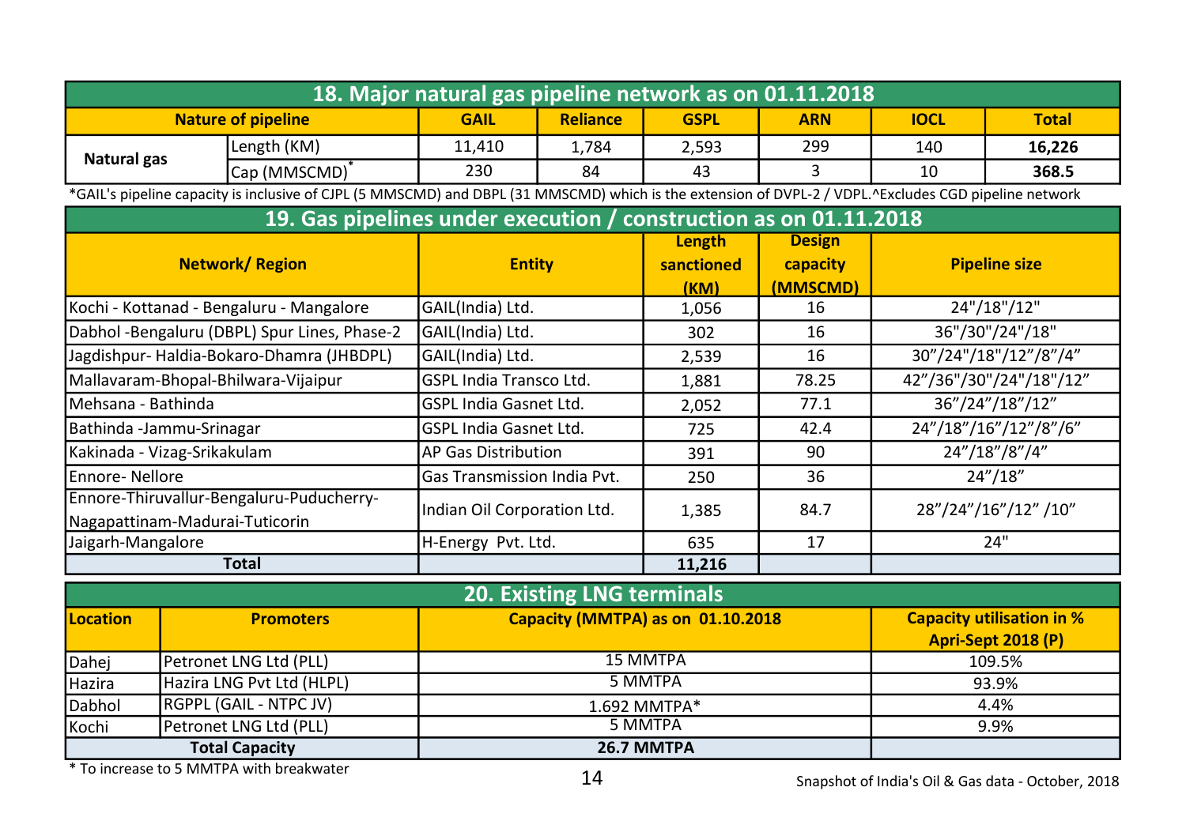## 18. Major natural gas pipeline network as on 01.11.2018

| Nature of pipeline | | GAIL | Reliance | GSPL | ARN | IOCL | Total |
|---|---|---|---|---|---|---|---|
| Natural gas | Length (KM) | 11,410 | 1,784 | 2,593 | 299 | 140 | **16,226** |
| | Cap (MMSCMD)* | 230 | 84 | 43 | 3 | 10 | **368.5** |

*GAIL's pipeline capacity is inclusive of CJPL (5 MMSCMD) and DBPL (31 MMSCMD) which is the extension of DVPL-2 / VDPL.^Excludes CGD pipeline network

## 19. Gas pipelines under execution / construction as on 01.11.2018

| Network/ Region | Entity | Length sanctioned (KM) | Design capacity (MMSCMD) | Pipeline size |
|---|---|---|---|---|
| Kochi - Kottanad - Bengaluru - Mangalore | GAIL(India) Ltd. | 1,056 | 16 | 24"/18"/12" |
| Dabhol -Bengaluru (DBPL) Spur Lines, Phase-2 | GAIL(India) Ltd. | 302 | 16 | 36"/30"/24"/18" |
| Jagdishpur- Haldia-Bokaro-Dhamra (JHBDPL) | GAIL(India) Ltd. | 2,539 | 16 | 30”/24"/18"/12"/8"/4” |
| Mallavaram-Bhopal-Bhilwara-Vijaipur | GSPL India Transco Ltd. | 1,881 | 78.25 | 42”/36"/30"/24"/18"/12” |
| Mehsana - Bathinda | GSPL India Gasnet Ltd. | 2,052 | 77.1 | 36”/24”/18”/12” |
| Bathinda -Jammu-Srinagar | GSPL India Gasnet Ltd. | 725 | 42.4 | 24”/18”/16”/12”/8”/6” |
| Kakinada - Vizag-Srikakulam | AP Gas Distribution | 391 | 90 | 24”/18”/8”/4” |
| Ennore- Nellore | Gas Transmission India Pvt. | 250 | 36 | 24”/18” |
| Ennore-Thiruvallur-Bengaluru-Puducherry-Nagapattinam-Madurai-Tuticorin | Indian Oil Corporation Ltd. | 1,385 | 84.7 | 28”/24”/16”/12” /10” |
| Jaigarh-Mangalore | H-Energy Pvt. Ltd. | 635 | 17 | 24" |
| **Total** | | **11,216** | | |

## 20. Existing LNG terminals

| Location | Promoters | Capacity (MMTPA) as on 01.10.2018 | Capacity utilisation in % Apri-Sept 2018 (P) |
|---|---|---|---|
| Dahej | Petronet LNG Ltd (PLL) | 15 MMTPA | 109.5% |
| Hazira | Hazira LNG Pvt Ltd (HLPL) | 5 MMTPA | 93.9% |
| Dabhol | RGPPL (GAIL - NTPC JV) | 1.692 MMTPA* | 4.4% |
| Kochi | Petronet LNG Ltd (PLL) | 5 MMTPA | 9.9% |
| **Total Capacity** | | **26.7 MMTPA** | |

* To increase to 5 MMTPA with breakwater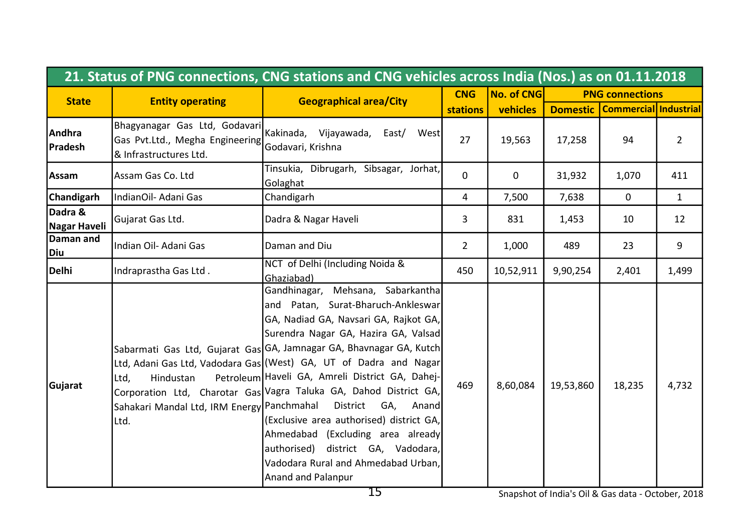## 21. Status of PNG connections, CNG stations and CNG vehicles across India (Nos.) as on 01.11.2018

| State | Entity operating | Geographical area/City | CNG stations | No. of CNG vehicles | PNG connections | | |
|---|---|---|---|---|---|---|---|
| | | | | | Domestic | Commercial | Industrial |
| **Andhra Pradesh** | Bhagyanagar Gas Ltd, Godavari Gas Pvt.Ltd., Megha Engineering & Infrastructures Ltd. | Kakinada, Vijayawada, East/ West Godavari, Krishna | 27 | 19,563 | 17,258 | 94 | 2 |
| **Assam** | Assam Gas Co. Ltd | Tinsukia, Dibrugarh, Sibsagar, Jorhat, Golaghat | 0 | 0 | 31,932 | 1,070 | 411 |
| **Chandigarh** | IndianOil- Adani Gas | Chandigarh | 4 | 7,500 | 7,638 | 0 | 1 |
| **Dadra & Nagar Haveli** | Gujarat Gas Ltd. | Dadra & Nagar Haveli | 3 | 831 | 1,453 | 10 | 12 |
| **Daman and Diu** | Indian Oil- Adani Gas | Daman and Diu | 2 | 1,000 | 489 | 23 | 9 |
| **Delhi** | Indraprastha Gas Ltd . | NCT of Delhi (Including Noida & Ghaziabad) | 450 | 10,52,911 | 9,90,254 | 2,401 | 1,499 |
| **Gujarat** | Sabarmati Gas Ltd, Gujarat Gas Ltd, Adani Gas Ltd, Vadodara Gas Ltd, Hindustan Petroleum Corporation Ltd, Charotar Gas Sahakari Mandal Ltd, IRM Energy Ltd. | Gandhinagar, Mehsana, Sabarkantha and Patan, Surat-Bharuch-Ankleswar GA, Nadiad GA, Navsari GA, Rajkot GA, Surendra Nagar GA, Hazira GA, Valsad GA, Jamnagar GA, Bhavnagar GA, Kutch (West) GA, UT of Dadra and Nagar Haveli GA, Amreli District GA, Dahej-Vagra Taluka GA, Dahod District GA, Panchmahal District GA, Anand (Exclusive area authorised) district GA, Ahmedabad (Excluding area already authorised) district GA, Vadodara, Vadodara Rural and Ahmedabad Urban, Anand and Palanpur | 469 | 8,60,084 | 19,53,860 | 18,235 | 4,732 |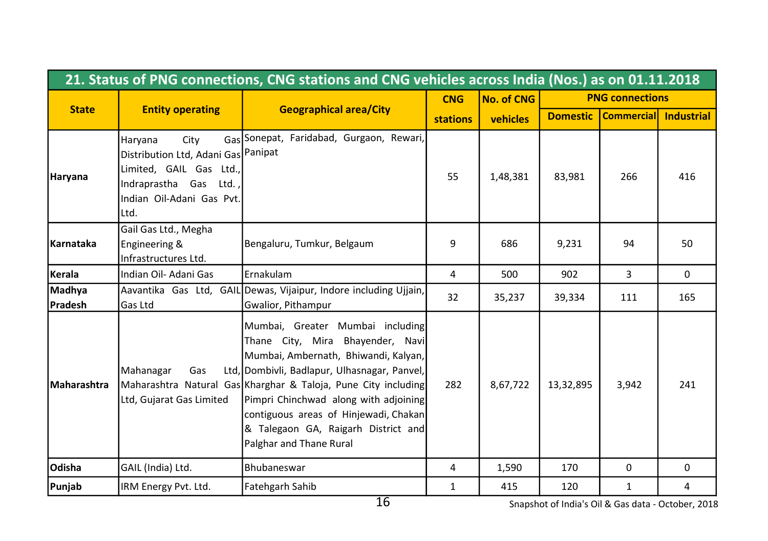## 21. Status of PNG connections, CNG stations and CNG vehicles across India (Nos.) as on 01.11.2018

| State | Entity operating | Geographical area/City | CNG stations | No. of CNG vehicles | PNG connections | | |
|---|---|---|---|---|---|---|---|
| | | | | | Domestic | Commercial | Industrial |
| Haryana | Haryana City Gas Distribution Ltd, Adani Gas Limited, GAIL Gas Ltd., Indraprastha Gas Ltd. , Indian Oil-Adani Gas Pvt. Ltd. | Sonepat, Faridabad, Gurgaon, Rewari, Panipat | 55 | 1,48,381 | 83,981 | 266 | 416 |
| Karnataka | Gail Gas Ltd., Megha Engineering & Infrastructures Ltd. | Bengaluru, Tumkur, Belgaum | 9 | 686 | 9,231 | 94 | 50 |
| Kerala | Indian Oil- Adani Gas | Ernakulam | 4 | 500 | 902 | 3 | 0 |
| Madhya Pradesh | Aavantika Gas Ltd, GAIL Gas Ltd | Dewas, Vijaipur, Indore including Ujjain, Gwalior, Pithampur | 32 | 35,237 | 39,334 | 111 | 165 |
| Maharashtra | Mahanagar Gas Ltd, Maharashtra Natural Gas Ltd, Gujarat Gas Limited | Mumbai, Greater Mumbai including Thane City, Mira Bhayender, Navi Mumbai, Ambernath, Bhiwandi, Kalyan, Dombivli, Badlapur, Ulhasnagar, Panvel, Kharghar & Taloja, Pune City including Pimpri Chinchwad along with adjoining contiguous areas of Hinjewadi, Chakan & Talegaon GA, Raigarh District and Palghar and Thane Rural | 282 | 8,67,722 | 13,32,895 | 3,942 | 241 |
| Odisha | GAIL (India) Ltd. | Bhubaneswar | 4 | 1,590 | 170 | 0 | 0 |
| Punjab | IRM Energy Pvt. Ltd. | Fatehgarh Sahib | 1 | 415 | 120 | 1 | 4 |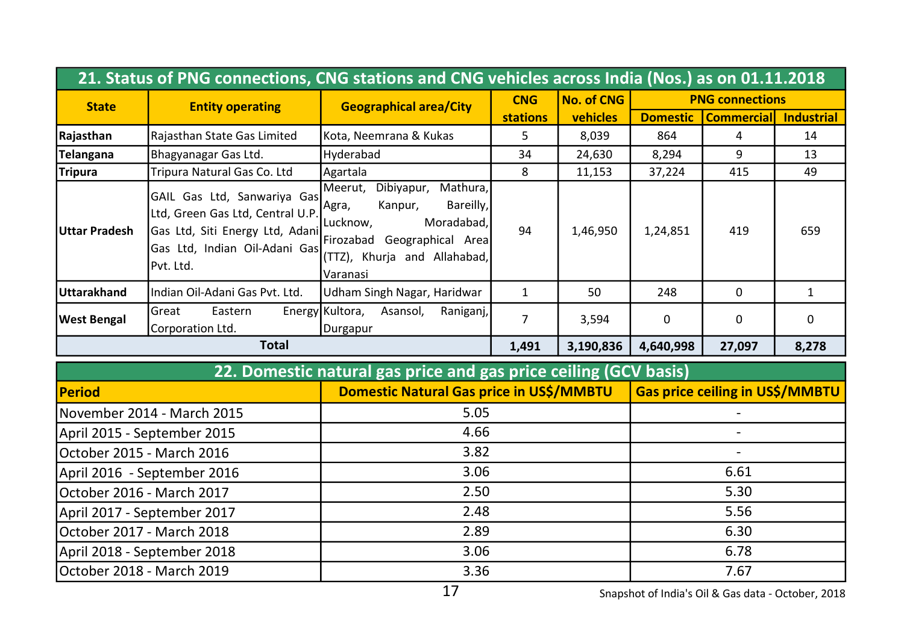## 21. Status of PNG connections, CNG stations and CNG vehicles across India (Nos.) as on 01.11.2018

| State | Entity operating | Geographical area/City | CNG stations | No. of CNG vehicles | PNG connections | | |
|---|---|---|---|---|---|---|---|
| | | | | | Domestic | Commercial | Industrial |
| **Rajasthan** | Rajasthan State Gas Limited | Kota, Neemrana & Kukas | 5 | 8,039 | 864 | 4 | 14 |
| **Telangana** | Bhagyanagar Gas Ltd. | Hyderabad | 34 | 24,630 | 8,294 | 9 | 13 |
| **Tripura** | Tripura Natural Gas Co. Ltd | Agartala | 8 | 11,153 | 37,224 | 415 | 49 |
| **Uttar Pradesh** | GAIL Gas Ltd, Sanwariya Gas Ltd, Green Gas Ltd, Central U.P. Gas Ltd, Siti Energy Ltd, Adani Gas Ltd, Indian Oil-Adani Gas Pvt. Ltd. | Meerut, Dibiyapur, Mathura, Agra, Kanpur, Bareilly, Lucknow, Moradabad, Firozabad Geographical Area (TTZ), Khurja and Allahabad, Varanasi | 94 | 1,46,950 | 1,24,851 | 419 | 659 |
| **Uttarakhand** | Indian Oil-Adani Gas Pvt. Ltd. | Udham Singh Nagar, Haridwar | 1 | 50 | 248 | 0 | 1 |
| **West Bengal** | Great Eastern Energy Corporation Ltd. | Kultora, Asansol, Raniganj, Durgapur | 7 | 3,594 | 0 | 0 | 0 |
| **Total** | | | **1,491** | **3,190,836** | **4,640,998** | **27,097** | **8,278** |

## 22. Domestic natural gas price and gas price ceiling (GCV basis)

| Period | Domestic Natural Gas price in US$/MMBTU | Gas price ceiling in US$/MMBTU |
|---|---|---|
| November 2014 - March 2015 | 5.05 | - |
| April 2015 - September 2015 | 4.66 | - |
| October 2015 - March 2016 | 3.82 | - |
| April 2016 - September 2016 | 3.06 | 6.61 |
| October 2016 - March 2017 | 2.50 | 5.30 |
| April 2017 - September 2017 | 2.48 | 5.56 |
| October 2017 - March 2018 | 2.89 | 6.30 |
| April 2018 - September 2018 | 3.06 | 6.78 |
| October 2018 - March 2019 | 3.36 | 7.67 |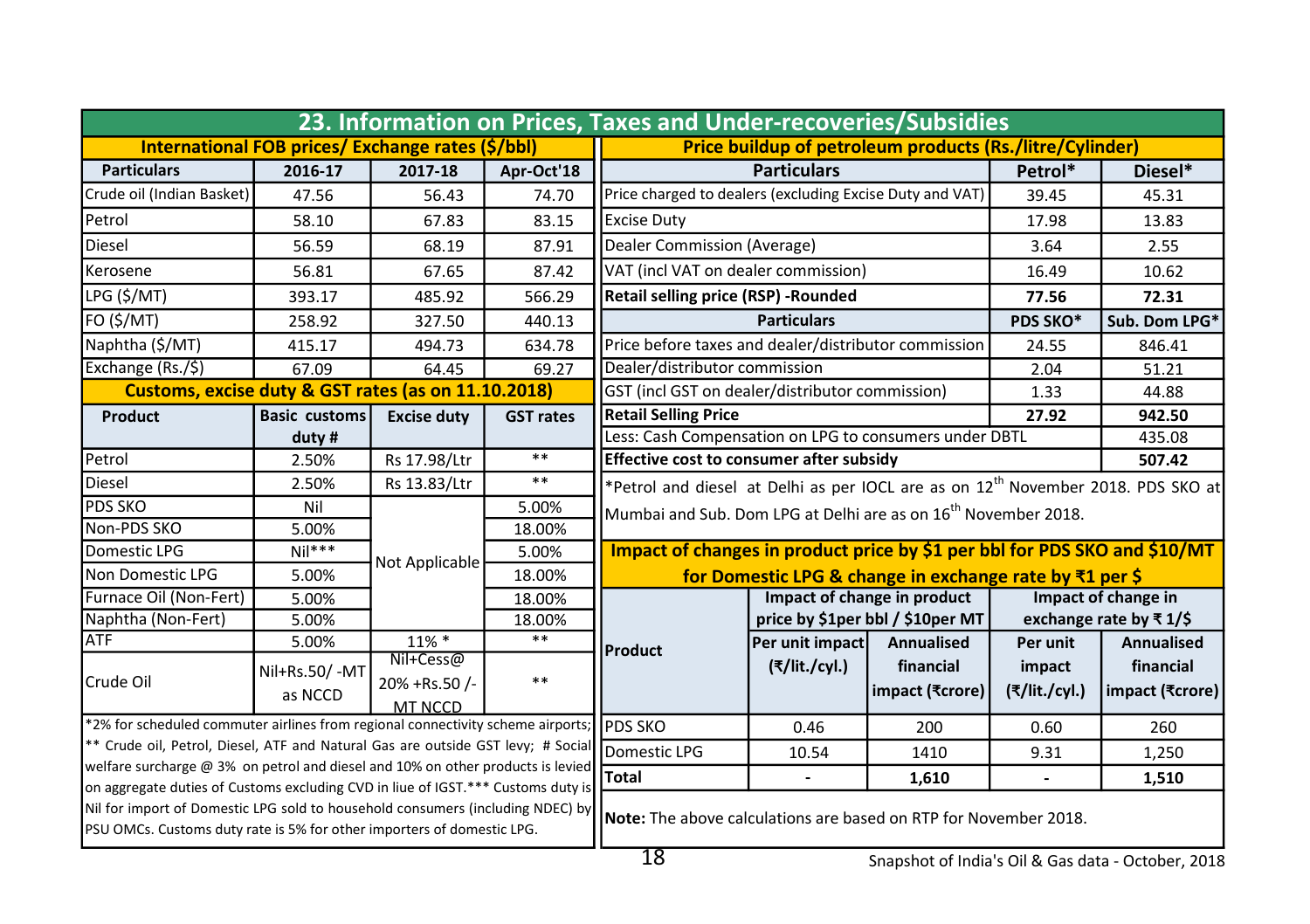# 23. Information on Prices, Taxes and Under-recoveries/Subsidies

## International FOB prices/ Exchange rates ($/bbl)

| Particulars | 2016-17 | 2017-18 | Apr-Oct'18 |
|---|---|---|---|
| Crude oil (Indian Basket) | 47.56 | 56.43 | 74.70 |
| Petrol | 58.10 | 67.83 | 83.15 |
| Diesel | 56.59 | 68.19 | 87.91 |
| Kerosene | 56.81 | 67.65 | 87.42 |
| LPG ($/MT) | 393.17 | 485.92 | 566.29 |
| FO ($/MT) | 258.92 | 327.50 | 440.13 |
| Naphtha ($/MT) | 415.17 | 494.73 | 634.78 |
| Exchange (Rs./$) | 67.09 | 64.45 | 69.27 |

## Customs, excise duty & GST rates (as on 11.10.2018)

| Product | Basic customs duty # | Excise duty | GST rates |
|---|---|---|---|
| Petrol | 2.50% | Rs 17.98/Ltr | ** |
| Diesel | 2.50% | Rs 13.83/Ltr | ** |
| PDS SKO | Nil | Not Applicable | 5.00% |
| Non-PDS SKO | 5.00% | Not Applicable | 18.00% |
| Domestic LPG | Nil*** | Not Applicable | 5.00% |
| Non Domestic LPG | 5.00% | Not Applicable | 18.00% |
| Furnace Oil (Non-Fert) | 5.00% | Not Applicable | 18.00% |
| Naphtha (Non-Fert) | 5.00% | Not Applicable | 18.00% |
| ATF | 5.00% | 11% * | ** |
| Crude Oil | Nil+Rs.50/ -MT as NCCD | Nil+Cess@ 20% +Rs.50 /-MT NCCD | ** |

*2% for scheduled commuter airlines from regional connectivity scheme airports; ** Crude oil, Petrol, Diesel, ATF and Natural Gas are outside GST levy; # Social welfare surcharge @ 3% on petrol and diesel and 10% on other products is levied on aggregate duties of Customs excluding CVD in liue of IGST.*** Customs duty is Nil for import of Domestic LPG sold to household consumers (including NDEC) by PSU OMCs. Customs duty rate is 5% for other importers of domestic LPG.

## Price buildup of petroleum products (Rs./litre/Cylinder)

| Particulars | Petrol* | Diesel* |
|---|---|---|
| Price charged to dealers (excluding Excise Duty and VAT) | 39.45 | 45.31 |
| Excise Duty | 17.98 | 13.83 |
| Dealer Commission (Average) | 3.64 | 2.55 |
| VAT (incl VAT on dealer commission) | 16.49 | 10.62 |
| **Retail selling price (RSP) -Rounded** | **77.56** | **72.31** |
| **Particulars** | **PDS SKO*** | **Sub. Dom LPG*** |
| Price before taxes and dealer/distributor commission | 24.55 | 846.41 |
| Dealer/distributor commission | 2.04 | 51.21 |
| GST (incl GST on dealer/distributor commission) | 1.33 | 44.88 |
| **Retail Selling Price** | **27.92** | **942.50** |
| Less: Cash Compensation on LPG to consumers under DBTL | | 435.08 |
| **Effective cost to consumer after subsidy** | | **507.42** |

*Petrol and diesel at Delhi as per IOCL are as on 12th November 2018. PDS SKO at Mumbai and Sub. Dom LPG at Delhi are as on 16th November 2018.

## Impact of changes in product price by $1 per bbl for PDS SKO and $10/MT for Domestic LPG & change in exchange rate by ₹1 per $

| Product | Impact of change in product price by $1per bbl / $10per MT | | Impact of change in exchange rate by ₹ 1/$ | |
|---|---|---|---|---|
| | Per unit impact (₹/lit./cyl.) | Annualised financial impact (₹crore) | Per unit impact (₹/lit./cyl.) | Annualised financial impact (₹crore) |
| PDS SKO | 0.46 | 200 | 0.60 | 260 |
| Domestic LPG | 10.54 | 1410 | 9.31 | 1,250 |
| **Total** | - | **1,610** | - | **1,510** |

**Note:** The above calculations are based on RTP for November 2018.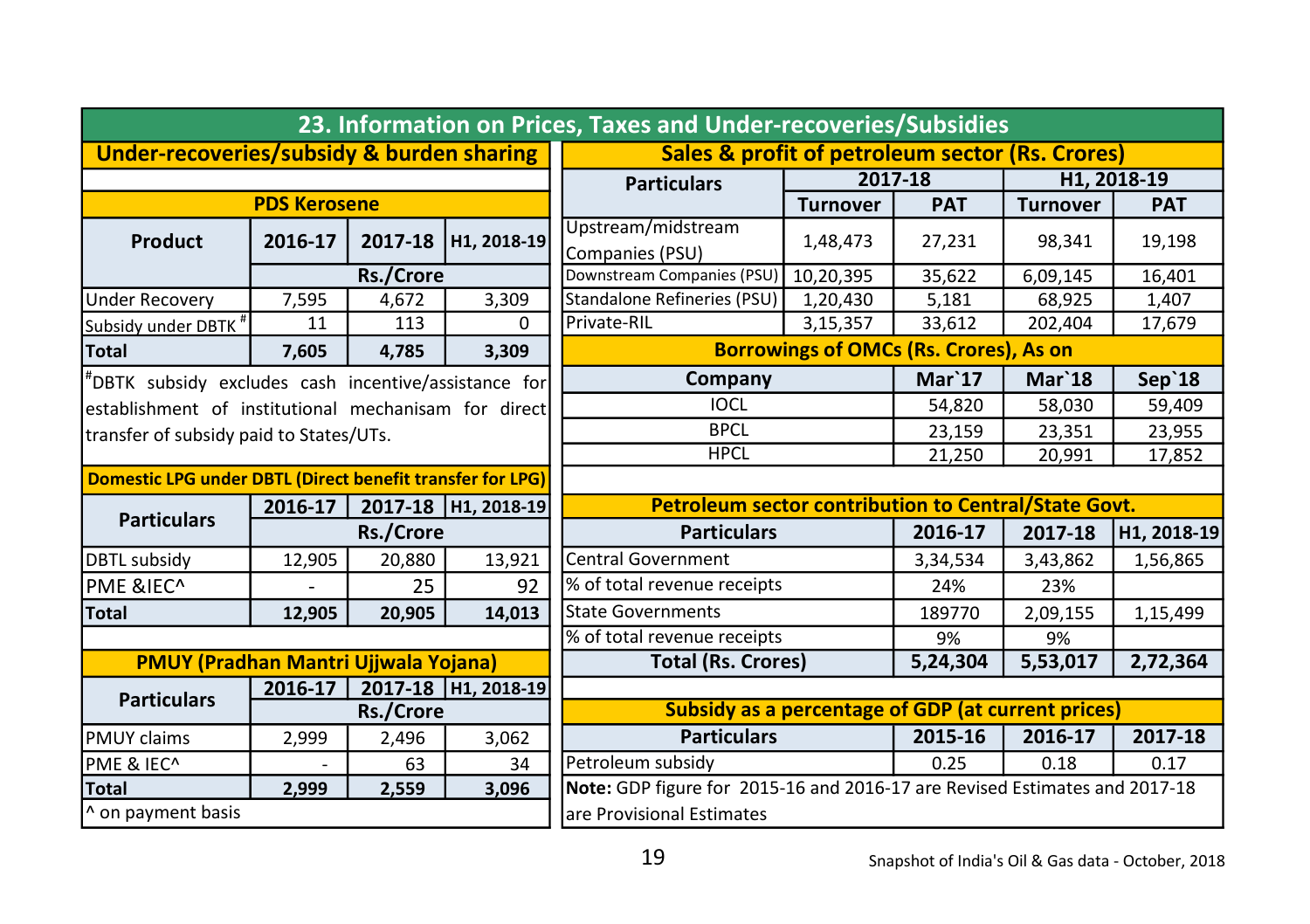# 23. Information on Prices, Taxes and Under-recoveries/Subsidies

## Under-recoveries/subsidy & burden sharing

### PDS Kerosene

| Product | 2016-17 | 2017-18 | H1, 2018-19 |
|---|---|---|---|
| | Rs./Crore | | |
| Under Recovery | 7,595 | 4,672 | 3,309 |
| Subsidy under DBTK # | 11 | 113 | 0 |
| **Total** | **7,605** | **4,785** | **3,309** |

#DBTK subsidy excludes cash incentive/assistance for establishment of institutional mechanisam for direct transfer of subsidy paid to States/UTs.

### Domestic LPG under DBTL (Direct benefit transfer for LPG)

| Particulars | 2016-17 | 2017-18 | H1, 2018-19 |
|---|---|---|---|
| | Rs./Crore | | |
| DBTL subsidy | 12,905 | 20,880 | 13,921 |
| PME &IEC^ | - | 25 | 92 |
| **Total** | **12,905** | **20,905** | **14,013** |

### PMUY (Pradhan Mantri Ujjwala Yojana)

| Particulars | 2016-17 | 2017-18 | H1, 2018-19 |
|---|---|---|---|
| | Rs./Crore | | |
| PMUY claims | 2,999 | 2,496 | 3,062 |
| PME & IEC^ | - | 63 | 34 |
| **Total** | **2,999** | **2,559** | **3,096** |

^ on payment basis

## Sales & profit of petroleum sector (Rs. Crores)

| Particulars | 2017-18 | | H1, 2018-19 | |
|---|---|---|---|---|
| | Turnover | PAT | Turnover | PAT |
| Upstream/midstream Companies (PSU) | 1,48,473 | 27,231 | 98,341 | 19,198 |
| Downstream Companies (PSU) | 10,20,395 | 35,622 | 6,09,145 | 16,401 |
| Standalone Refineries (PSU) | 1,20,430 | 5,181 | 68,925 | 1,407 |
| Private-RIL | 3,15,357 | 33,612 | 202,404 | 17,679 |

## Borrowings of OMCs (Rs. Crores), As on

| Company | Mar`17 | Mar`18 | Sep`18 |
|---|---|---|---|
| IOCL | 54,820 | 58,030 | 59,409 |
| BPCL | 23,159 | 23,351 | 23,955 |
| HPCL | 21,250 | 20,991 | 17,852 |

## Petroleum sector contribution to Central/State Govt.

| Particulars | 2016-17 | 2017-18 | H1, 2018-19 |
|---|---|---|---|
| Central Government | 3,34,534 | 3,43,862 | 1,56,865 |
| % of total revenue receipts | 24% | 23% | |
| State Governments | 189770 | 2,09,155 | 1,15,499 |
| % of total revenue receipts | 9% | 9% | |
| **Total (Rs. Crores)** | **5,24,304** | **5,53,017** | **2,72,364** |

## Subsidy as a percentage of GDP (at current prices)

| Particulars | 2015-16 | 2016-17 | 2017-18 |
|---|---|---|---|
| Petroleum subsidy | 0.25 | 0.18 | 0.17 |

**Note:** GDP figure for 2015-16 and 2016-17 are Revised Estimates and 2017-18 are Provisional Estimates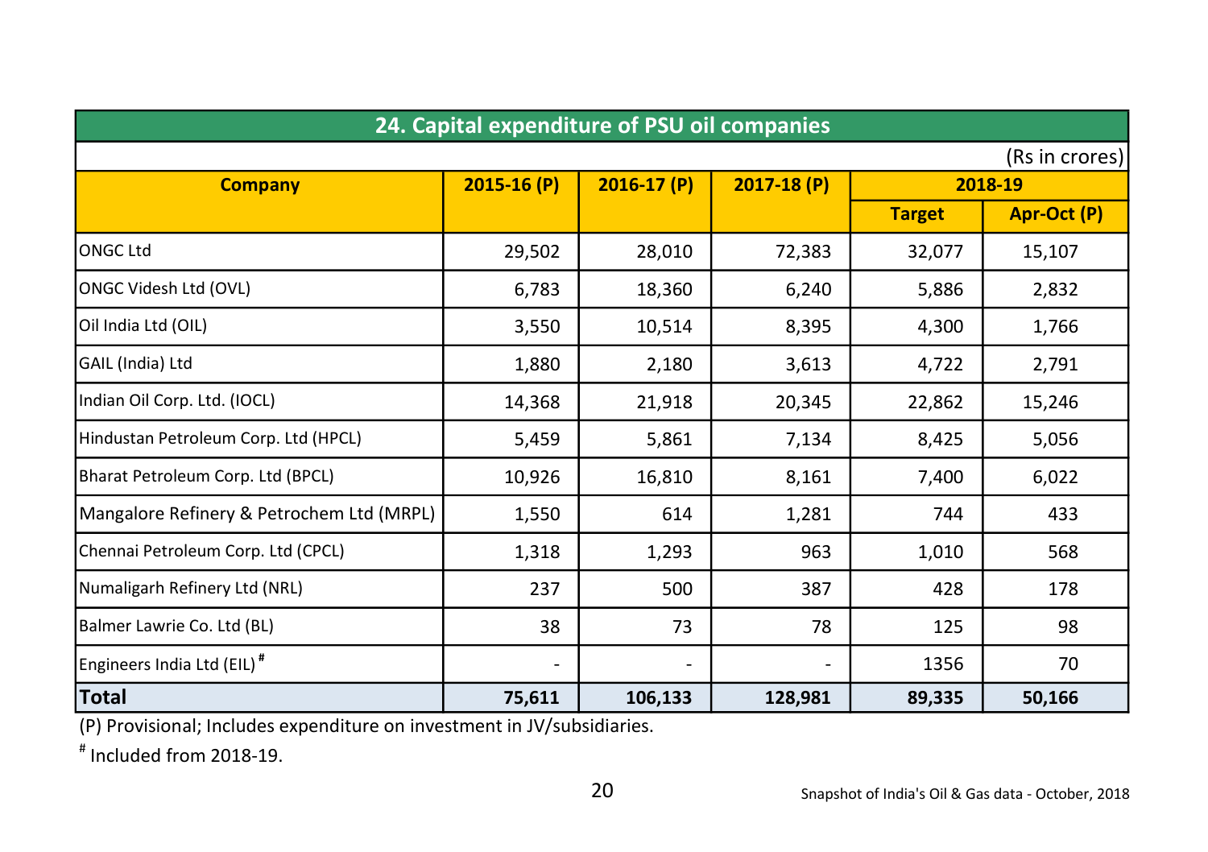## 24. Capital expenditure of PSU oil companies

(Rs in crores)

| Company | 2015-16 (P) | 2016-17 (P) | 2017-18 (P) | 2018-19 | |
|---|---|---|---|---|---|
| | | | | Target | Apr-Oct (P) |
| ONGC Ltd | 29,502 | 28,010 | 72,383 | 32,077 | 15,107 |
| ONGC Videsh Ltd (OVL) | 6,783 | 18,360 | 6,240 | 5,886 | 2,832 |
| Oil India Ltd (OIL) | 3,550 | 10,514 | 8,395 | 4,300 | 1,766 |
| GAIL (India) Ltd | 1,880 | 2,180 | 3,613 | 4,722 | 2,791 |
| Indian Oil Corp. Ltd. (IOCL) | 14,368 | 21,918 | 20,345 | 22,862 | 15,246 |
| Hindustan Petroleum Corp. Ltd (HPCL) | 5,459 | 5,861 | 7,134 | 8,425 | 5,056 |
| Bharat Petroleum Corp. Ltd (BPCL) | 10,926 | 16,810 | 8,161 | 7,400 | 6,022 |
| Mangalore Refinery & Petrochem Ltd (MRPL) | 1,550 | 614 | 1,281 | 744 | 433 |
| Chennai Petroleum Corp. Ltd (CPCL) | 1,318 | 1,293 | 963 | 1,010 | 568 |
| Numaligarh Refinery Ltd (NRL) | 237 | 500 | 387 | 428 | 178 |
| Balmer Lawrie Co. Ltd (BL) | 38 | 73 | 78 | 125 | 98 |
| Engineers India Ltd (EIL) # | - | - | - | 1356 | 70 |
| **Total** | **75,611** | **106,133** | **128,981** | **89,335** | **50,166** |

(P) Provisional; Includes expenditure on investment in JV/subsidiaries.

# Included from 2018-19.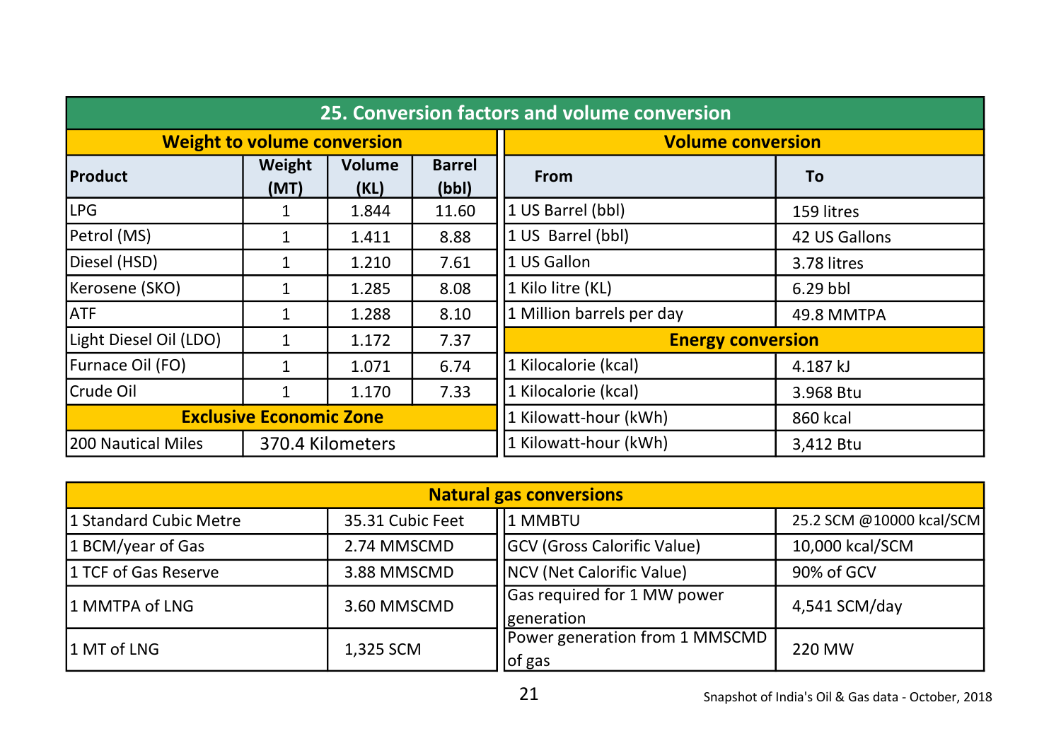# 25. Conversion factors and volume conversion

## Weight to volume conversion

| Product | Weight (MT) | Volume (KL) | Barrel (bbl) |
|---|---|---|---|
| LPG | 1 | 1.844 | 11.60 |
| Petrol (MS) | 1 | 1.411 | 8.88 |
| Diesel (HSD) | 1 | 1.210 | 7.61 |
| Kerosene (SKO) | 1 | 1.285 | 8.08 |
| ATF | 1 | 1.288 | 8.10 |
| Light Diesel Oil (LDO) | 1 | 1.172 | 7.37 |
| Furnace Oil (FO) | 1 | 1.071 | 6.74 |
| Crude Oil | 1 | 1.170 | 7.33 |

## Exclusive Economic Zone

| | |
|---|---|
| 200 Nautical Miles | 370.4 Kilometers |

## Volume conversion

| From | To |
|---|---|
| 1 US Barrel (bbl) | 159 litres |
| 1 US Barrel (bbl) | 42 US Gallons |
| 1 US Gallon | 3.78 litres |
| 1 Kilo litre (KL) | 6.29 bbl |
| 1 Million barrels per day | 49.8 MMTPA |

## Energy conversion

| | |
|---|---|
| 1 Kilocalorie (kcal) | 4.187 kJ |
| 1 Kilocalorie (kcal) | 3.968 Btu |
| 1 Kilowatt-hour (kWh) | 860 kcal |
| 1 Kilowatt-hour (kWh) | 3,412 Btu |

## Natural gas conversions

| | | | |
|---|---|---|---|
| 1 Standard Cubic Metre | 35.31 Cubic Feet | 1 MMBTU | 25.2 SCM @10000 kcal/SCM |
| 1 BCM/year of Gas | 2.74 MMSCMD | GCV (Gross Calorific Value) | 10,000 kcal/SCM |
| 1 TCF of Gas Reserve | 3.88 MMSCMD | NCV (Net Calorific Value) | 90% of GCV |
| 1 MMTPA of LNG | 3.60 MMSCMD | Gas required for 1 MW power generation | 4,541 SCM/day |
| 1 MT of LNG | 1,325 SCM | Power generation from 1 MMSCMD of gas | 220 MW |